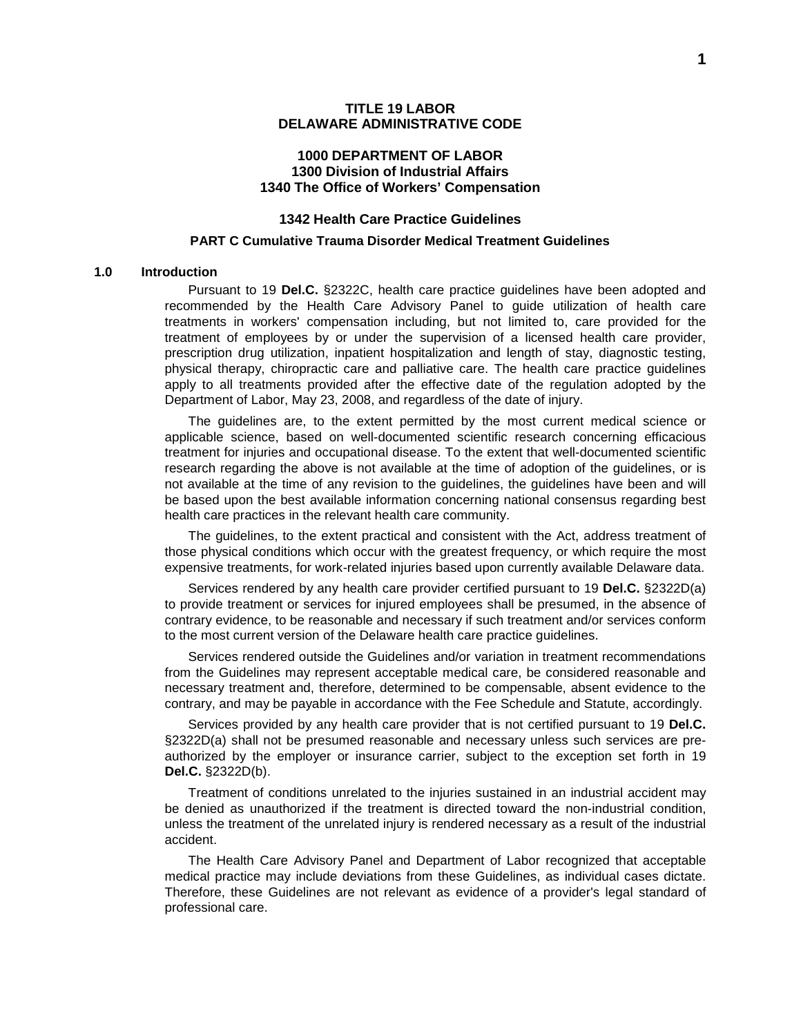# TITLE 19 LABOR
# DELAWARE ADMINISTRATIVE CODE

## 1000 DEPARTMENT OF LABOR
## 1300 Division of Industrial Affairs
## 1340 The Office of Workers' Compensation

## 1342 Health Care Practice Guidelines

### PART C Cumulative Trauma Disorder Medical Treatment Guidelines

### 1.0 Introduction

Pursuant to 19 **Del.C.** §2322C, health care practice guidelines have been adopted and recommended by the Health Care Advisory Panel to guide utilization of health care treatments in workers' compensation including, but not limited to, care provided for the treatment of employees by or under the supervision of a licensed health care provider, prescription drug utilization, inpatient hospitalization and length of stay, diagnostic testing, physical therapy, chiropractic care and palliative care. The health care practice guidelines apply to all treatments provided after the effective date of the regulation adopted by the Department of Labor, May 23, 2008, and regardless of the date of injury.

The guidelines are, to the extent permitted by the most current medical science or applicable science, based on well-documented scientific research concerning efficacious treatment for injuries and occupational disease. To the extent that well-documented scientific research regarding the above is not available at the time of adoption of the guidelines, or is not available at the time of any revision to the guidelines, the guidelines have been and will be based upon the best available information concerning national consensus regarding best health care practices in the relevant health care community.

The guidelines, to the extent practical and consistent with the Act, address treatment of those physical conditions which occur with the greatest frequency, or which require the most expensive treatments, for work-related injuries based upon currently available Delaware data.

Services rendered by any health care provider certified pursuant to 19 **Del.C.** §2322D(a) to provide treatment or services for injured employees shall be presumed, in the absence of contrary evidence, to be reasonable and necessary if such treatment and/or services conform to the most current version of the Delaware health care practice guidelines.

Services rendered outside the Guidelines and/or variation in treatment recommendations from the Guidelines may represent acceptable medical care, be considered reasonable and necessary treatment and, therefore, determined to be compensable, absent evidence to the contrary, and may be payable in accordance with the Fee Schedule and Statute, accordingly.

Services provided by any health care provider that is not certified pursuant to 19 **Del.C.** §2322D(a) shall not be presumed reasonable and necessary unless such services are pre-authorized by the employer or insurance carrier, subject to the exception set forth in 19 **Del.C.** §2322D(b).

Treatment of conditions unrelated to the injuries sustained in an industrial accident may be denied as unauthorized if the treatment is directed toward the non-industrial condition, unless the treatment of the unrelated injury is rendered necessary as a result of the industrial accident.

The Health Care Advisory Panel and Department of Labor recognized that acceptable medical practice may include deviations from these Guidelines, as individual cases dictate. Therefore, these Guidelines are not relevant as evidence of a provider's legal standard of professional care.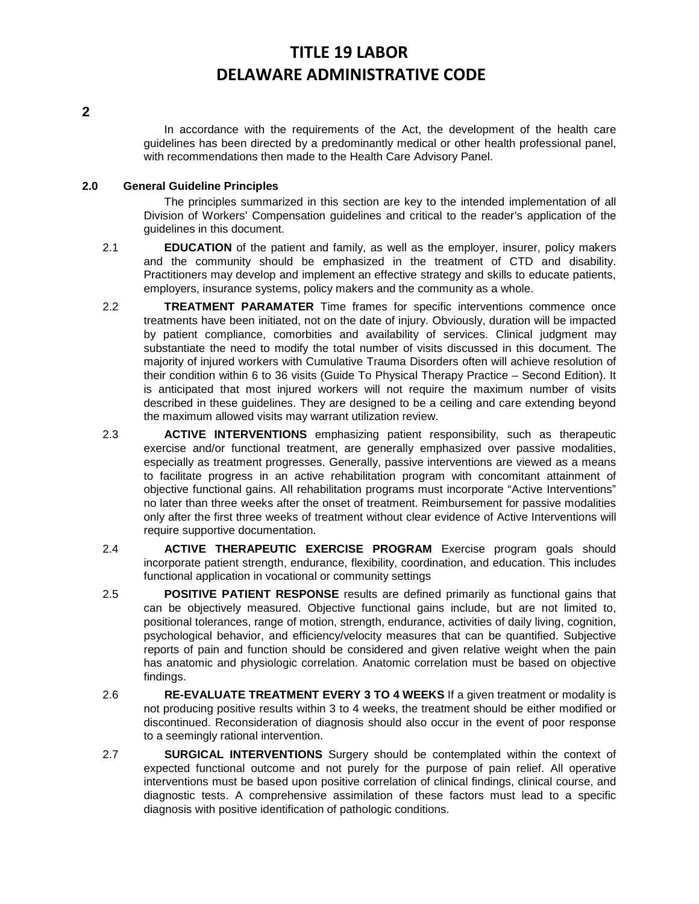In accordance with the requirements of the Act, the development of the health care guidelines has been directed by a predominantly medical or other health professional panel, with recommendations then made to the Health Care Advisory Panel.

## 2.0 General Guideline Principles

The principles summarized in this section are key to the intended implementation of all Division of Workers' Compensation guidelines and critical to the reader's application of the guidelines in this document.

2.1 **EDUCATION** of the patient and family, as well as the employer, insurer, policy makers and the community should be emphasized in the treatment of CTD and disability. Practitioners may develop and implement an effective strategy and skills to educate patients, employers, insurance systems, policy makers and the community as a whole.

2.2 **TREATMENT PARAMATER** Time frames for specific interventions commence once treatments have been initiated, not on the date of injury. Obviously, duration will be impacted by patient compliance, comorbities and availability of services. Clinical judgment may substantiate the need to modify the total number of visits discussed in this document. The majority of injured workers with Cumulative Trauma Disorders often will achieve resolution of their condition within 6 to 36 visits (Guide To Physical Therapy Practice – Second Edition). It is anticipated that most injured workers will not require the maximum number of visits described in these guidelines. They are designed to be a ceiling and care extending beyond the maximum allowed visits may warrant utilization review.

2.3 **ACTIVE INTERVENTIONS** emphasizing patient responsibility, such as therapeutic exercise and/or functional treatment, are generally emphasized over passive modalities, especially as treatment progresses. Generally, passive interventions are viewed as a means to facilitate progress in an active rehabilitation program with concomitant attainment of objective functional gains. All rehabilitation programs must incorporate "Active Interventions" no later than three weeks after the onset of treatment. Reimbursement for passive modalities only after the first three weeks of treatment without clear evidence of Active Interventions will require supportive documentation.

2.4 **ACTIVE THERAPEUTIC EXERCISE PROGRAM** Exercise program goals should incorporate patient strength, endurance, flexibility, coordination, and education. This includes functional application in vocational or community settings

2.5 **POSITIVE PATIENT RESPONSE** results are defined primarily as functional gains that can be objectively measured. Objective functional gains include, but are not limited to, positional tolerances, range of motion, strength, endurance, activities of daily living, cognition, psychological behavior, and efficiency/velocity measures that can be quantified. Subjective reports of pain and function should be considered and given relative weight when the pain has anatomic and physiologic correlation. Anatomic correlation must be based on objective findings.

2.6 **RE-EVALUATE TREATMENT EVERY 3 TO 4 WEEKS** If a given treatment or modality is not producing positive results within 3 to 4 weeks, the treatment should be either modified or discontinued. Reconsideration of diagnosis should also occur in the event of poor response to a seemingly rational intervention.

2.7 **SURGICAL INTERVENTIONS** Surgery should be contemplated within the context of expected functional outcome and not purely for the purpose of pain relief. All operative interventions must be based upon positive correlation of clinical findings, clinical course, and diagnostic tests. A comprehensive assimilation of these factors must lead to a specific diagnosis with positive identification of pathologic conditions.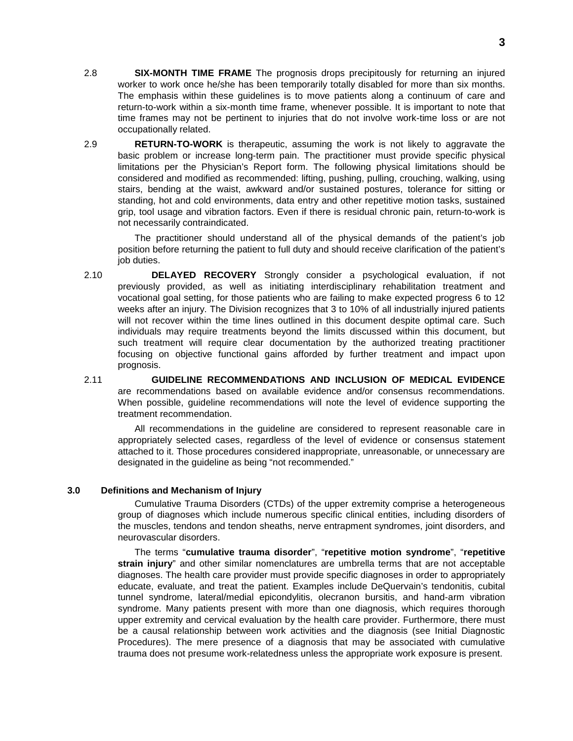2.8 **SIX-MONTH TIME FRAME** The prognosis drops precipitously for returning an injured worker to work once he/she has been temporarily totally disabled for more than six months. The emphasis within these guidelines is to move patients along a continuum of care and return-to-work within a six-month time frame, whenever possible. It is important to note that time frames may not be pertinent to injuries that do not involve work-time loss or are not occupationally related.

2.9 **RETURN-TO-WORK** is therapeutic, assuming the work is not likely to aggravate the basic problem or increase long-term pain. The practitioner must provide specific physical limitations per the Physician's Report form. The following physical limitations should be considered and modified as recommended: lifting, pushing, pulling, crouching, walking, using stairs, bending at the waist, awkward and/or sustained postures, tolerance for sitting or standing, hot and cold environments, data entry and other repetitive motion tasks, sustained grip, tool usage and vibration factors. Even if there is residual chronic pain, return-to-work is not necessarily contraindicated.

The practitioner should understand all of the physical demands of the patient's job position before returning the patient to full duty and should receive clarification of the patient's job duties.

2.10 **DELAYED RECOVERY** Strongly consider a psychological evaluation, if not previously provided, as well as initiating interdisciplinary rehabilitation treatment and vocational goal setting, for those patients who are failing to make expected progress 6 to 12 weeks after an injury. The Division recognizes that 3 to 10% of all industrially injured patients will not recover within the time lines outlined in this document despite optimal care. Such individuals may require treatments beyond the limits discussed within this document, but such treatment will require clear documentation by the authorized treating practitioner focusing on objective functional gains afforded by further treatment and impact upon prognosis.

2.11 **GUIDELINE RECOMMENDATIONS AND INCLUSION OF MEDICAL EVIDENCE** are recommendations based on available evidence and/or consensus recommendations. When possible, guideline recommendations will note the level of evidence supporting the treatment recommendation.

All recommendations in the guideline are considered to represent reasonable care in appropriately selected cases, regardless of the level of evidence or consensus statement attached to it. Those procedures considered inappropriate, unreasonable, or unnecessary are designated in the guideline as being "not recommended."

## 3.0 Definitions and Mechanism of Injury

Cumulative Trauma Disorders (CTDs) of the upper extremity comprise a heterogeneous group of diagnoses which include numerous specific clinical entities, including disorders of the muscles, tendons and tendon sheaths, nerve entrapment syndromes, joint disorders, and neurovascular disorders.

The terms "**cumulative trauma disorder**", "**repetitive motion syndrome**", "**repetitive strain injury**" and other similar nomenclatures are umbrella terms that are not acceptable diagnoses. The health care provider must provide specific diagnoses in order to appropriately educate, evaluate, and treat the patient. Examples include DeQuervain's tendonitis, cubital tunnel syndrome, lateral/medial epicondylitis, olecranon bursitis, and hand-arm vibration syndrome. Many patients present with more than one diagnosis, which requires thorough upper extremity and cervical evaluation by the health care provider. Furthermore, there must be a causal relationship between work activities and the diagnosis (see Initial Diagnostic Procedures). The mere presence of a diagnosis that may be associated with cumulative trauma does not presume work-relatedness unless the appropriate work exposure is present.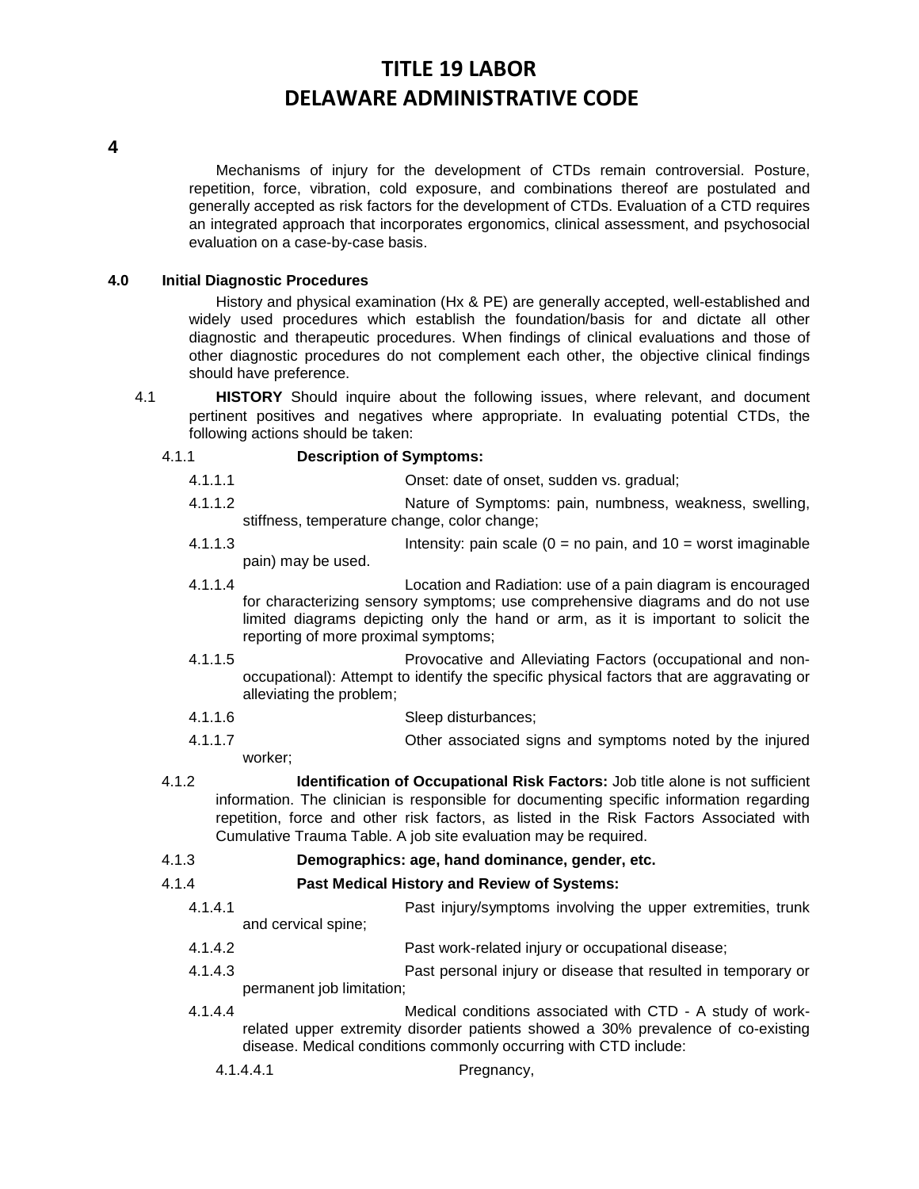Mechanisms of injury for the development of CTDs remain controversial. Posture, repetition, force, vibration, cold exposure, and combinations thereof are postulated and generally accepted as risk factors for the development of CTDs. Evaluation of a CTD requires an integrated approach that incorporates ergonomics, clinical assessment, and psychosocial evaluation on a case-by-case basis.

**4.0 Initial Diagnostic Procedures**

History and physical examination (Hx & PE) are generally accepted, well-established and widely used procedures which establish the foundation/basis for and dictate all other diagnostic and therapeutic procedures. When findings of clinical evaluations and those of other diagnostic procedures do not complement each other, the objective clinical findings should have preference.

4.1 **HISTORY** Should inquire about the following issues, where relevant, and document pertinent positives and negatives where appropriate. In evaluating potential CTDs, the following actions should be taken:

4.1.1 **Description of Symptoms:**

4.1.1.1 Onset: date of onset, sudden vs. gradual;

4.1.1.2 Nature of Symptoms: pain, numbness, weakness, swelling, stiffness, temperature change, color change;

4.1.1.3 Intensity: pain scale (0 = no pain, and 10 = worst imaginable pain) may be used.

4.1.1.4 Location and Radiation: use of a pain diagram is encouraged for characterizing sensory symptoms; use comprehensive diagrams and do not use limited diagrams depicting only the hand or arm, as it is important to solicit the reporting of more proximal symptoms;

4.1.1.5 Provocative and Alleviating Factors (occupational and non-occupational): Attempt to identify the specific physical factors that are aggravating or alleviating the problem;

4.1.1.6 Sleep disturbances;

4.1.1.7 Other associated signs and symptoms noted by the injured worker;

4.1.2 **Identification of Occupational Risk Factors:** Job title alone is not sufficient information. The clinician is responsible for documenting specific information regarding repetition, force and other risk factors, as listed in the Risk Factors Associated with Cumulative Trauma Table. A job site evaluation may be required.

4.1.3 **Demographics: age, hand dominance, gender, etc.**

4.1.4 **Past Medical History and Review of Systems:**

4.1.4.1 Past injury/symptoms involving the upper extremities, trunk and cervical spine;

4.1.4.2 Past work-related injury or occupational disease;

4.1.4.3 Past personal injury or disease that resulted in temporary or permanent job limitation;

4.1.4.4 Medical conditions associated with CTD - A study of work-related upper extremity disorder patients showed a 30% prevalence of co-existing disease. Medical conditions commonly occurring with CTD include:

4.1.4.4.1 Pregnancy,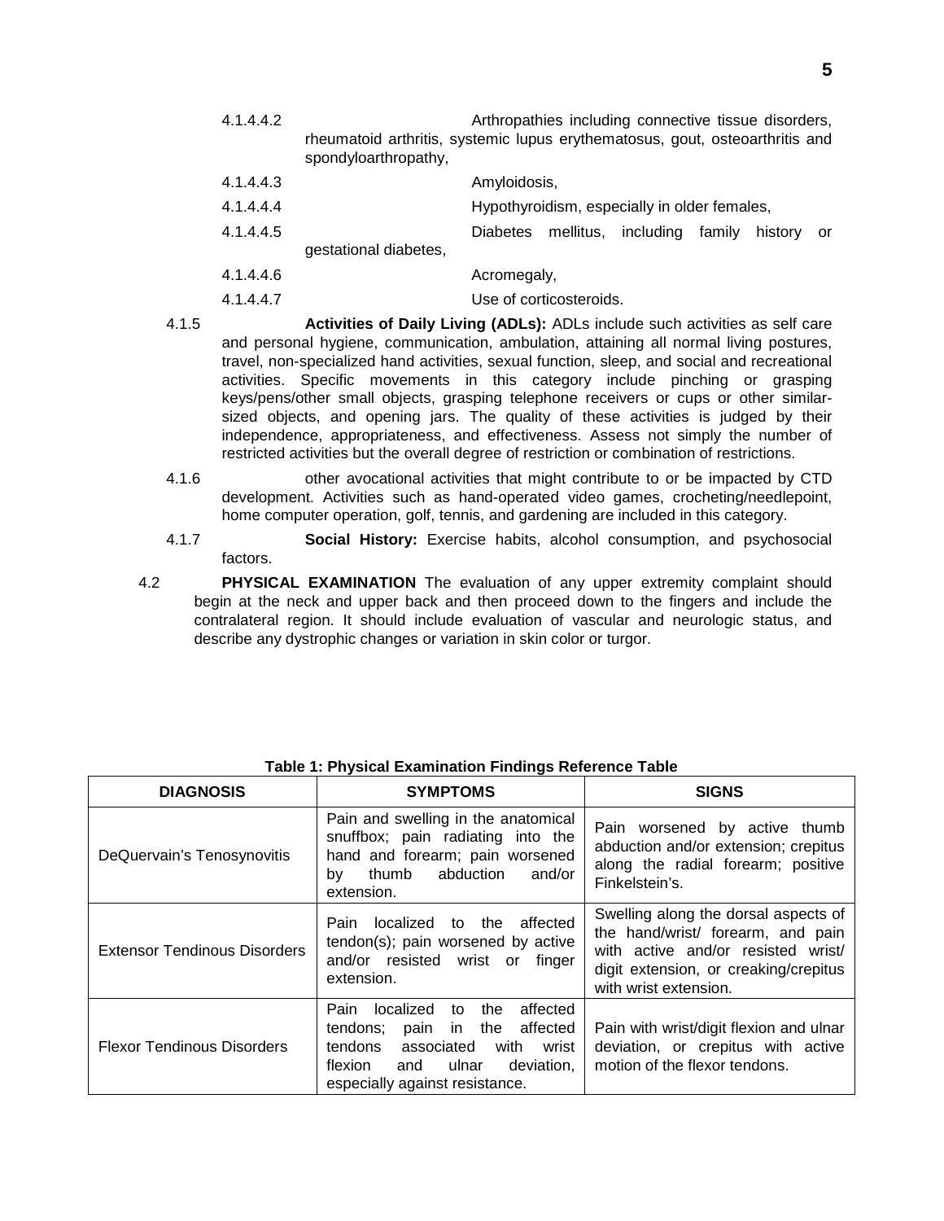4.1.4.4.2 Arthropathies including connective tissue disorders, rheumatoid arthritis, systemic lupus erythematosus, gout, osteoarthritis and spondyloarthropathy,

4.1.4.4.3 Amyloidosis,

4.1.4.4.4 Hypothyroidism, especially in older females,

4.1.4.4.5 Diabetes mellitus, including family history or gestational diabetes,

4.1.4.4.6 Acromegaly,

4.1.4.4.7 Use of corticosteroids.

4.1.5 **Activities of Daily Living (ADLs):** ADLs include such activities as self care and personal hygiene, communication, ambulation, attaining all normal living postures, travel, non-specialized hand activities, sexual function, sleep, and social and recreational activities. Specific movements in this category include pinching or grasping keys/pens/other small objects, grasping telephone receivers or cups or other similar-sized objects, and opening jars. The quality of these activities is judged by their independence, appropriateness, and effectiveness. Assess not simply the number of restricted activities but the overall degree of restriction or combination of restrictions.

4.1.6 other avocational activities that might contribute to or be impacted by CTD development. Activities such as hand-operated video games, crocheting/needlepoint, home computer operation, golf, tennis, and gardening are included in this category.

4.1.7 **Social History:** Exercise habits, alcohol consumption, and psychosocial factors.

4.2 **PHYSICAL EXAMINATION** The evaluation of any upper extremity complaint should begin at the neck and upper back and then proceed down to the fingers and include the contralateral region. It should include evaluation of vascular and neurologic status, and describe any dystrophic changes or variation in skin color or turgor.

**Table 1: Physical Examination Findings Reference Table**

| DIAGNOSIS | SYMPTOMS | SIGNS |
|---|---|---|
| DeQuervain's Tenosynovitis | Pain and swelling in the anatomical snuffbox; pain radiating into the hand and forearm; pain worsened by thumb abduction and/or extension. | Pain worsened by active thumb abduction and/or extension; crepitus along the radial forearm; positive Finkelstein's. |
| Extensor Tendinous Disorders | Pain localized to the affected tendon(s); pain worsened by active and/or resisted wrist or finger extension. | Swelling along the dorsal aspects of the hand/wrist/ forearm, and pain with active and/or resisted wrist/ digit extension, or creaking/crepitus with wrist extension. |
| Flexor Tendinous Disorders | Pain localized to the affected tendons; pain in the affected tendons associated with wrist flexion and ulnar deviation, especially against resistance. | Pain with wrist/digit flexion and ulnar deviation, or crepitus with active motion of the flexor tendons. |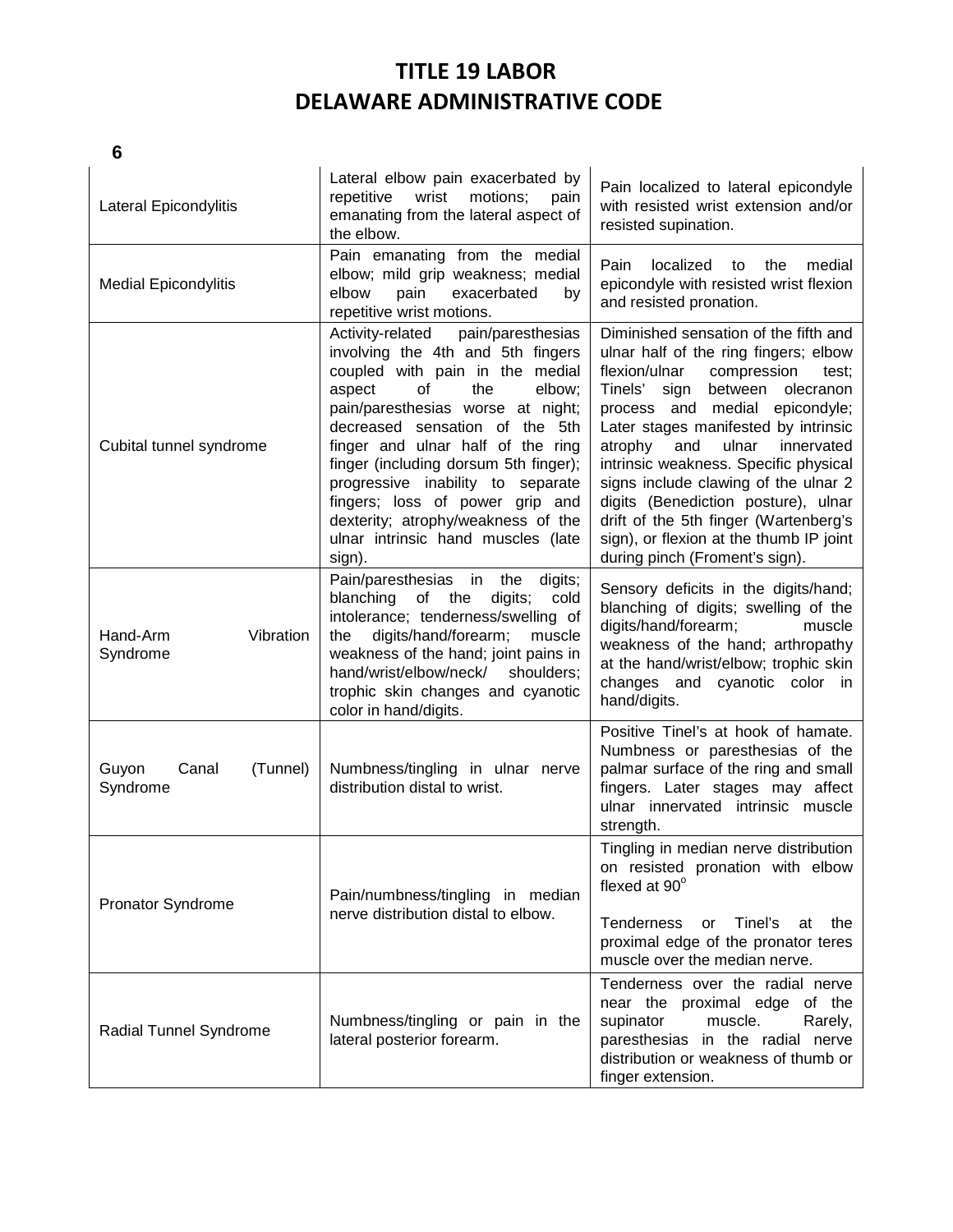| Lateral Epicondylitis | Lateral elbow pain exacerbated by repetitive wrist motions; pain emanating from the lateral aspect of the elbow. | Pain localized to lateral epicondyle with resisted wrist extension and/or resisted supination. |
|---|---|---|
| Medial Epicondylitis | Pain emanating from the medial elbow; mild grip weakness; medial elbow pain exacerbated by repetitive wrist motions. | Pain localized to the medial epicondyle with resisted wrist flexion and resisted pronation. |
| Cubital tunnel syndrome | Activity-related pain/paresthesias involving the 4th and 5th fingers coupled with pain in the medial aspect of the elbow; pain/paresthesias worse at night; decreased sensation of the 5th finger and ulnar half of the ring finger (including dorsum 5th finger); progressive inability to separate fingers; loss of power grip and dexterity; atrophy/weakness of the ulnar intrinsic hand muscles (late sign). | Diminished sensation of the fifth and ulnar half of the ring fingers; elbow flexion/ulnar compression test; Tinels' sign between olecranon process and medial epicondyle; Later stages manifested by intrinsic atrophy and ulnar innervated intrinsic weakness. Specific physical signs include clawing of the ulnar 2 digits (Benediction posture), ulnar drift of the 5th finger (Wartenberg's sign), or flexion at the thumb IP joint during pinch (Froment's sign). |
| Hand-Arm Vibration Syndrome | Pain/paresthesias in the digits; blanching of the digits; cold intolerance; tenderness/swelling of the digits/hand/forearm; muscle weakness of the hand; joint pains in hand/wrist/elbow/neck/ shoulders; trophic skin changes and cyanotic color in hand/digits. | Sensory deficits in the digits/hand; blanching of digits; swelling of the digits/hand/forearm; muscle weakness of the hand; arthropathy at the hand/wrist/elbow; trophic skin changes and cyanotic color in hand/digits. |
| Guyon Canal (Tunnel) Syndrome | Numbness/tingling in ulnar nerve distribution distal to wrist. | Positive Tinel's at hook of hamate. Numbness or paresthesias of the palmar surface of the ring and small fingers. Later stages may affect ulnar innervated intrinsic muscle strength. |
| Pronator Syndrome | Pain/numbness/tingling in median nerve distribution distal to elbow. | Tingling in median nerve distribution on resisted pronation with elbow flexed at $90^{\circ}$<br><br>Tenderness or Tinel's at the proximal edge of the pronator teres muscle over the median nerve. |
| Radial Tunnel Syndrome | Numbness/tingling or pain in the lateral posterior forearm. | Tenderness over the radial nerve near the proximal edge of the supinator muscle. Rarely, paresthesias in the radial nerve distribution or weakness of thumb or finger extension. |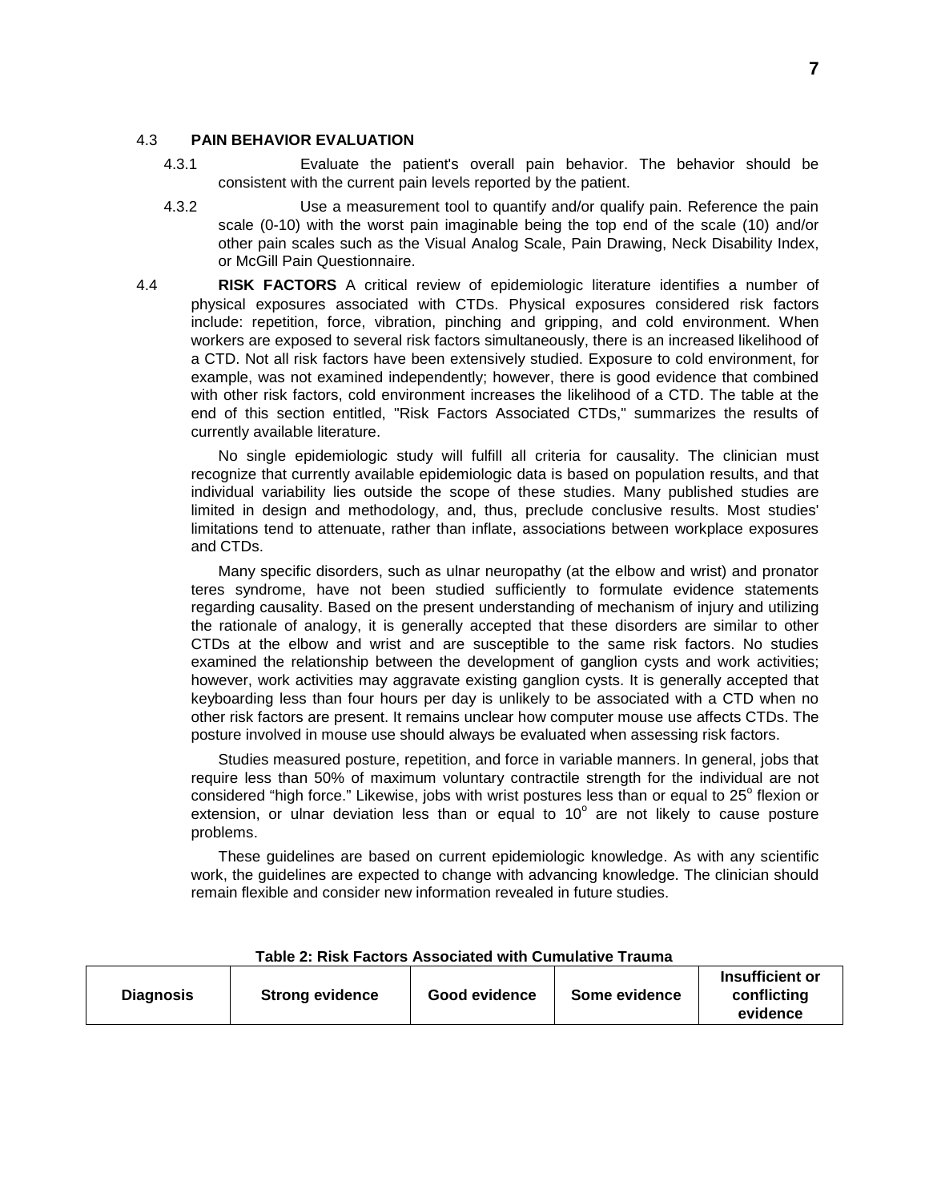### 4.3 PAIN BEHAVIOR EVALUATION

4.3.1 Evaluate the patient's overall pain behavior. The behavior should be consistent with the current pain levels reported by the patient.

4.3.2 Use a measurement tool to quantify and/or qualify pain. Reference the pain scale (0-10) with the worst pain imaginable being the top end of the scale (10) and/or other pain scales such as the Visual Analog Scale, Pain Drawing, Neck Disability Index, or McGill Pain Questionnaire.

### 4.4 RISK FACTORS

**RISK FACTORS** A critical review of epidemiologic literature identifies a number of physical exposures associated with CTDs. Physical exposures considered risk factors include: repetition, force, vibration, pinching and gripping, and cold environment. When workers are exposed to several risk factors simultaneously, there is an increased likelihood of a CTD. Not all risk factors have been extensively studied. Exposure to cold environment, for example, was not examined independently; however, there is good evidence that combined with other risk factors, cold environment increases the likelihood of a CTD. The table at the end of this section entitled, "Risk Factors Associated CTDs," summarizes the results of currently available literature.

No single epidemiologic study will fulfill all criteria for causality. The clinician must recognize that currently available epidemiologic data is based on population results, and that individual variability lies outside the scope of these studies. Many published studies are limited in design and methodology, and, thus, preclude conclusive results. Most studies' limitations tend to attenuate, rather than inflate, associations between workplace exposures and CTDs.

Many specific disorders, such as ulnar neuropathy (at the elbow and wrist) and pronator teres syndrome, have not been studied sufficiently to formulate evidence statements regarding causality. Based on the present understanding of mechanism of injury and utilizing the rationale of analogy, it is generally accepted that these disorders are similar to other CTDs at the elbow and wrist and are susceptible to the same risk factors. No studies examined the relationship between the development of ganglion cysts and work activities; however, work activities may aggravate existing ganglion cysts. It is generally accepted that keyboarding less than four hours per day is unlikely to be associated with a CTD when no other risk factors are present. It remains unclear how computer mouse use affects CTDs. The posture involved in mouse use should always be evaluated when assessing risk factors.

Studies measured posture, repetition, and force in variable manners. In general, jobs that require less than 50% of maximum voluntary contractile strength for the individual are not considered "high force." Likewise, jobs with wrist postures less than or equal to 25° flexion or extension, or ulnar deviation less than or equal to 10° are not likely to cause posture problems.

These guidelines are based on current epidemiologic knowledge. As with any scientific work, the guidelines are expected to change with advancing knowledge. The clinician should remain flexible and consider new information revealed in future studies.

**Table 2: Risk Factors Associated with Cumulative Trauma**

| Diagnosis | Strong evidence | Good evidence | Some evidence | Insufficient or conflicting evidence |
|---|---|---|---|---|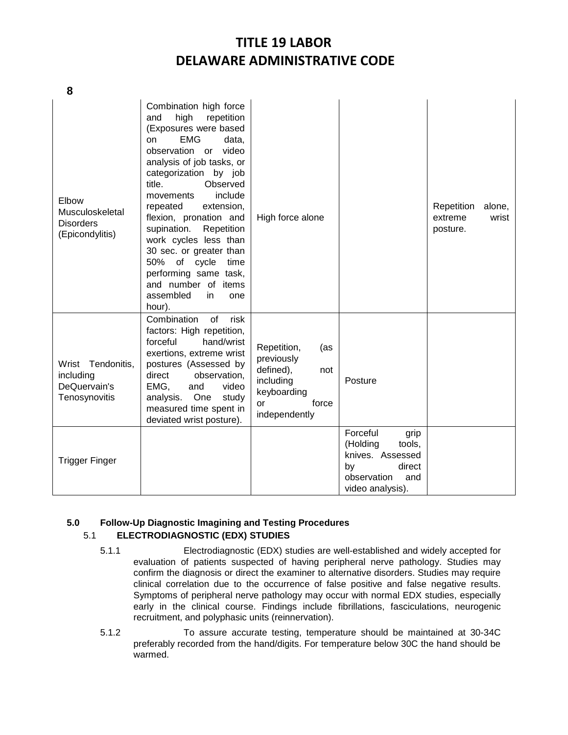| | | | | |
|---|---|---|---|---|
| Elbow Musculoskeletal Disorders (Epicondylitis) | Combination high force and high repetition (Exposures were based on EMG data, observation or video analysis of job tasks, or categorization by job title. Observed movements include repeated extension, flexion, pronation and supination. Repetition work cycles less than 30 sec. or greater than 50% of cycle time performing same task, and number of items assembled in one hour). | High force alone | | Repetition alone, extreme wrist posture. |
| Wrist Tendonitis, including DeQuervain's Tenosynovitis | Combination of risk factors: High repetition, forceful hand/wrist exertions, extreme wrist postures (Assessed by direct observation, EMG, and video analysis. One study measured time spent in deviated wrist posture). | Repetition, (as previously defined), not including keyboarding or force independently | Posture | |
| Trigger Finger | | | Forceful grip (Holding tools, knives. Assessed by direct observation and video analysis). | |

**5.0 Follow-Up Diagnostic Imagining and Testing Procedures**

5.1 **ELECTRODIAGNOSTIC (EDX) STUDIES**

5.1.1 Electrodiagnostic (EDX) studies are well-established and widely accepted for evaluation of patients suspected of having peripheral nerve pathology. Studies may confirm the diagnosis or direct the examiner to alternative disorders. Studies may require clinical correlation due to the occurrence of false positive and false negative results. Symptoms of peripheral nerve pathology may occur with normal EDX studies, especially early in the clinical course. Findings include fibrillations, fasciculations, neurogenic recruitment, and polyphasic units (reinnervation).

5.1.2 To assure accurate testing, temperature should be maintained at 30-34C preferably recorded from the hand/digits. For temperature below 30C the hand should be warmed.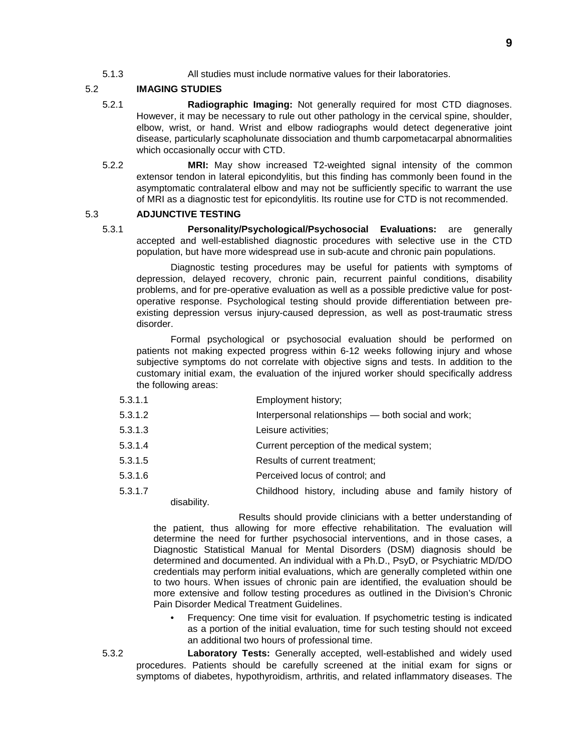5.1.3 All studies must include normative values for their laboratories.

## 5.2 IMAGING STUDIES

5.2.1 **Radiographic Imaging:** Not generally required for most CTD diagnoses. However, it may be necessary to rule out other pathology in the cervical spine, shoulder, elbow, wrist, or hand. Wrist and elbow radiographs would detect degenerative joint disease, particularly scapholunate dissociation and thumb carpometacarpal abnormalities which occasionally occur with CTD.

5.2.2 **MRI:** May show increased T2-weighted signal intensity of the common extensor tendon in lateral epicondylitis, but this finding has commonly been found in the asymptomatic contralateral elbow and may not be sufficiently specific to warrant the use of MRI as a diagnostic test for epicondylitis. Its routine use for CTD is not recommended.

## 5.3 ADJUNCTIVE TESTING

5.3.1 **Personality/Psychological/Psychosocial Evaluations:** are generally accepted and well-established diagnostic procedures with selective use in the CTD population, but have more widespread use in sub-acute and chronic pain populations.

Diagnostic testing procedures may be useful for patients with symptoms of depression, delayed recovery, chronic pain, recurrent painful conditions, disability problems, and for pre-operative evaluation as well as a possible predictive value for post-operative response. Psychological testing should provide differentiation between pre-existing depression versus injury-caused depression, as well as post-traumatic stress disorder.

Formal psychological or psychosocial evaluation should be performed on patients not making expected progress within 6-12 weeks following injury and whose subjective symptoms do not correlate with objective signs and tests. In addition to the customary initial exam, the evaluation of the injured worker should specifically address the following areas:

5.3.1.1 Employment history;

5.3.1.2 Interpersonal relationships — both social and work;

5.3.1.3 Leisure activities;

5.3.1.4 Current perception of the medical system;

5.3.1.5 Results of current treatment;

5.3.1.6 Perceived locus of control; and

5.3.1.7 Childhood history, including abuse and family history of disability.

Results should provide clinicians with a better understanding of the patient, thus allowing for more effective rehabilitation. The evaluation will determine the need for further psychosocial interventions, and in those cases, a Diagnostic Statistical Manual for Mental Disorders (DSM) diagnosis should be determined and documented. An individual with a Ph.D., PsyD, or Psychiatric MD/DO credentials may perform initial evaluations, which are generally completed within one to two hours. When issues of chronic pain are identified, the evaluation should be more extensive and follow testing procedures as outlined in the Division's Chronic Pain Disorder Medical Treatment Guidelines.

- Frequency: One time visit for evaluation. If psychometric testing is indicated as a portion of the initial evaluation, time for such testing should not exceed an additional two hours of professional time.

5.3.2 **Laboratory Tests:** Generally accepted, well-established and widely used procedures. Patients should be carefully screened at the initial exam for signs or symptoms of diabetes, hypothyroidism, arthritis, and related inflammatory diseases. The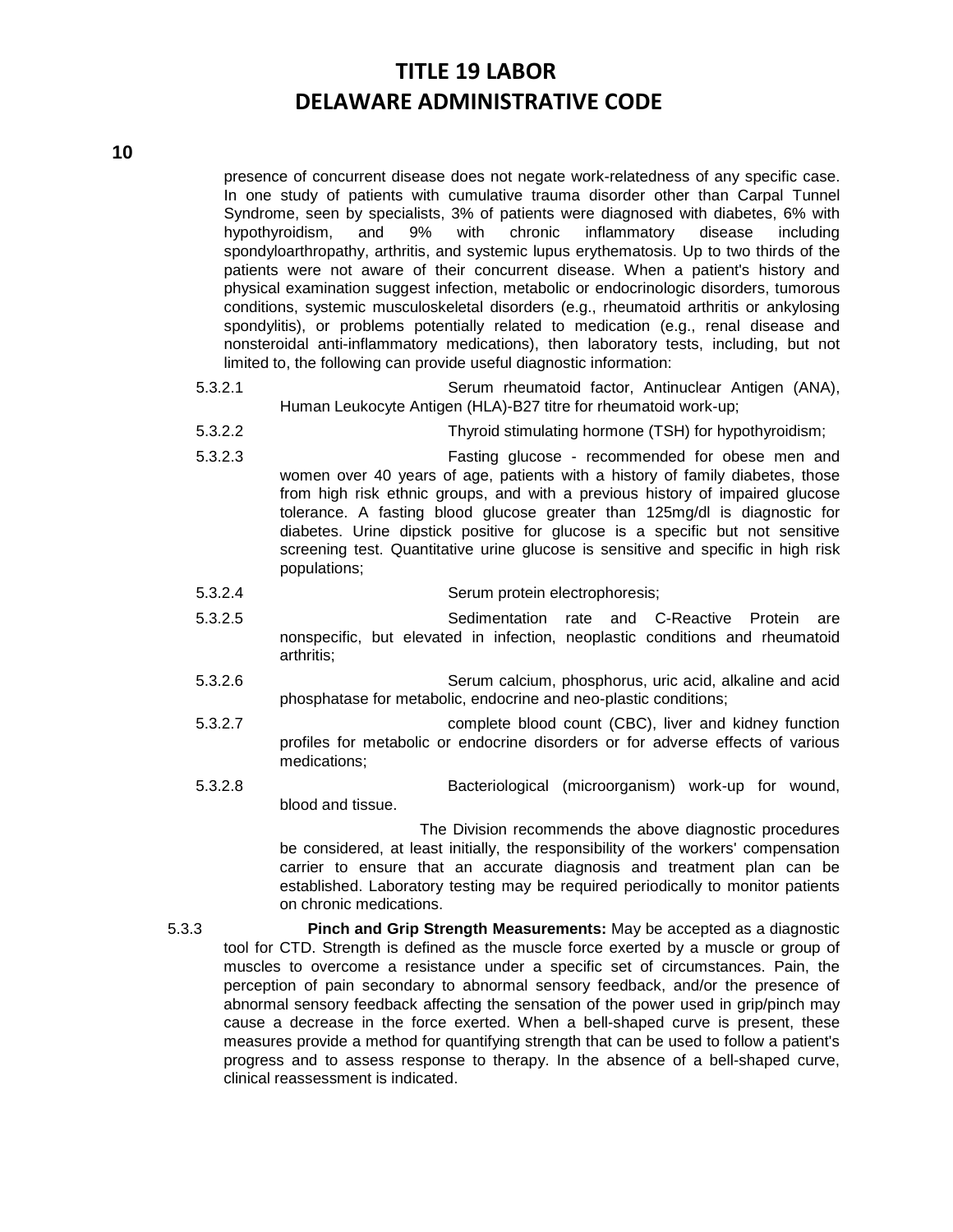presence of concurrent disease does not negate work-relatedness of any specific case. In one study of patients with cumulative trauma disorder other than Carpal Tunnel Syndrome, seen by specialists, 3% of patients were diagnosed with diabetes, 6% with hypothyroidism, and 9% with chronic inflammatory disease including spondyloarthropathy, arthritis, and systemic lupus erythematosis. Up to two thirds of the patients were not aware of their concurrent disease. When a patient's history and physical examination suggest infection, metabolic or endocrinologic disorders, tumorous conditions, systemic musculoskeletal disorders (e.g., rheumatoid arthritis or ankylosing spondylitis), or problems potentially related to medication (e.g., renal disease and nonsteroidal anti-inflammatory medications), then laboratory tests, including, but not limited to, the following can provide useful diagnostic information:

5.3.2.1 Serum rheumatoid factor, Antinuclear Antigen (ANA), Human Leukocyte Antigen (HLA)-B27 titre for rheumatoid work-up;

5.3.2.2 Thyroid stimulating hormone (TSH) for hypothyroidism;

5.3.2.3 Fasting glucose - recommended for obese men and women over 40 years of age, patients with a history of family diabetes, those from high risk ethnic groups, and with a previous history of impaired glucose tolerance. A fasting blood glucose greater than 125mg/dl is diagnostic for diabetes. Urine dipstick positive for glucose is a specific but not sensitive screening test. Quantitative urine glucose is sensitive and specific in high risk populations;

5.3.2.4 Serum protein electrophoresis;

5.3.2.5 Sedimentation rate and C-Reactive Protein are nonspecific, but elevated in infection, neoplastic conditions and rheumatoid arthritis;

5.3.2.6 Serum calcium, phosphorus, uric acid, alkaline and acid phosphatase for metabolic, endocrine and neo-plastic conditions;

5.3.2.7 complete blood count (CBC), liver and kidney function profiles for metabolic or endocrine disorders or for adverse effects of various medications;

5.3.2.8 Bacteriological (microorganism) work-up for wound, blood and tissue.

The Division recommends the above diagnostic procedures be considered, at least initially, the responsibility of the workers' compensation carrier to ensure that an accurate diagnosis and treatment plan can be established. Laboratory testing may be required periodically to monitor patients on chronic medications.

5.3.3 **Pinch and Grip Strength Measurements:** May be accepted as a diagnostic tool for CTD. Strength is defined as the muscle force exerted by a muscle or group of muscles to overcome a resistance under a specific set of circumstances. Pain, the perception of pain secondary to abnormal sensory feedback, and/or the presence of abnormal sensory feedback affecting the sensation of the power used in grip/pinch may cause a decrease in the force exerted. When a bell-shaped curve is present, these measures provide a method for quantifying strength that can be used to follow a patient's progress and to assess response to therapy. In the absence of a bell-shaped curve, clinical reassessment is indicated.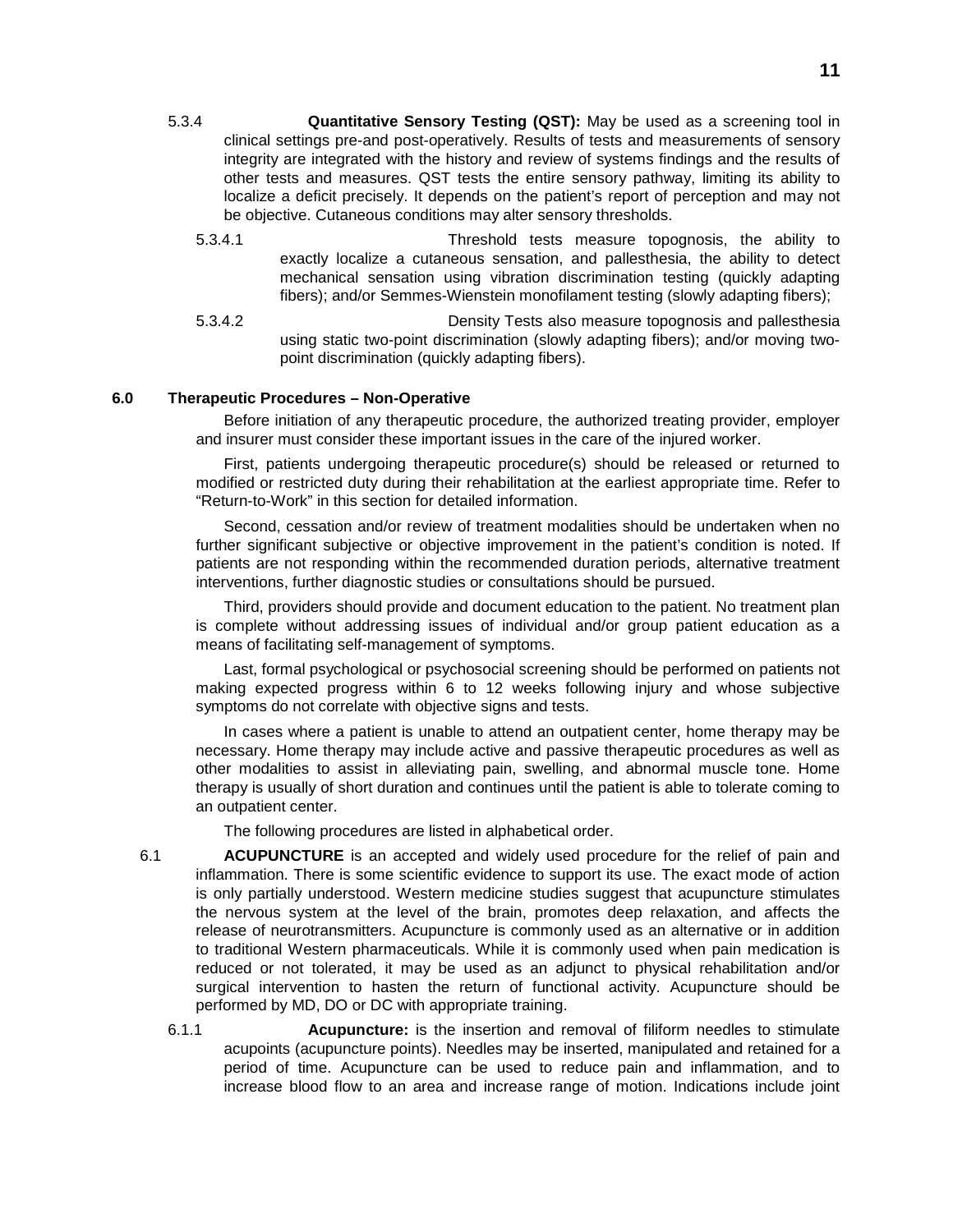5.3.4 **Quantitative Sensory Testing (QST):** May be used as a screening tool in clinical settings pre-and post-operatively. Results of tests and measurements of sensory integrity are integrated with the history and review of systems findings and the results of other tests and measures. QST tests the entire sensory pathway, limiting its ability to localize a deficit precisely. It depends on the patient's report of perception and may not be objective. Cutaneous conditions may alter sensory thresholds.

5.3.4.1 Threshold tests measure topognosis, the ability to exactly localize a cutaneous sensation, and pallesthesia, the ability to detect mechanical sensation using vibration discrimination testing (quickly adapting fibers); and/or Semmes-Wienstein monofilament testing (slowly adapting fibers);

5.3.4.2 Density Tests also measure topognosis and pallesthesia using static two-point discrimination (slowly adapting fibers); and/or moving two-point discrimination (quickly adapting fibers).

## 6.0 Therapeutic Procedures – Non-Operative

Before initiation of any therapeutic procedure, the authorized treating provider, employer and insurer must consider these important issues in the care of the injured worker.

First, patients undergoing therapeutic procedure(s) should be released or returned to modified or restricted duty during their rehabilitation at the earliest appropriate time. Refer to "Return-to-Work" in this section for detailed information.

Second, cessation and/or review of treatment modalities should be undertaken when no further significant subjective or objective improvement in the patient's condition is noted. If patients are not responding within the recommended duration periods, alternative treatment interventions, further diagnostic studies or consultations should be pursued.

Third, providers should provide and document education to the patient. No treatment plan is complete without addressing issues of individual and/or group patient education as a means of facilitating self-management of symptoms.

Last, formal psychological or psychosocial screening should be performed on patients not making expected progress within 6 to 12 weeks following injury and whose subjective symptoms do not correlate with objective signs and tests.

In cases where a patient is unable to attend an outpatient center, home therapy may be necessary. Home therapy may include active and passive therapeutic procedures as well as other modalities to assist in alleviating pain, swelling, and abnormal muscle tone. Home therapy is usually of short duration and continues until the patient is able to tolerate coming to an outpatient center.

The following procedures are listed in alphabetical order.

6.1 **ACUPUNCTURE** is an accepted and widely used procedure for the relief of pain and inflammation. There is some scientific evidence to support its use. The exact mode of action is only partially understood. Western medicine studies suggest that acupuncture stimulates the nervous system at the level of the brain, promotes deep relaxation, and affects the release of neurotransmitters. Acupuncture is commonly used as an alternative or in addition to traditional Western pharmaceuticals. While it is commonly used when pain medication is reduced or not tolerated, it may be used as an adjunct to physical rehabilitation and/or surgical intervention to hasten the return of functional activity. Acupuncture should be performed by MD, DO or DC with appropriate training.

6.1.1 **Acupuncture:** is the insertion and removal of filiform needles to stimulate acupoints (acupuncture points). Needles may be inserted, manipulated and retained for a period of time. Acupuncture can be used to reduce pain and inflammation, and to increase blood flow to an area and increase range of motion. Indications include joint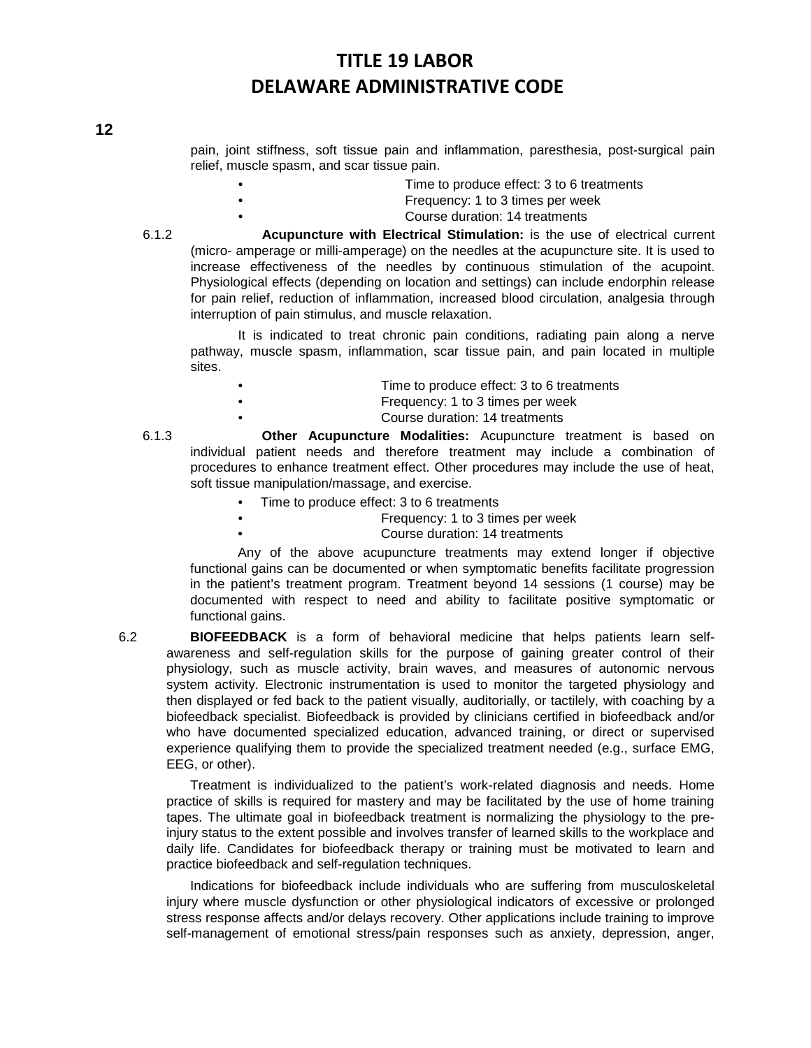pain, joint stiffness, soft tissue pain and inflammation, paresthesia, post-surgical pain relief, muscle spasm, and scar tissue pain.

- Time to produce effect: 3 to 6 treatments
- Frequency: 1 to 3 times per week
- Course duration: 14 treatments

6.1.2 **Acupuncture with Electrical Stimulation:** is the use of electrical current (micro- amperage or milli-amperage) on the needles at the acupuncture site. It is used to increase effectiveness of the needles by continuous stimulation of the acupoint. Physiological effects (depending on location and settings) can include endorphin release for pain relief, reduction of inflammation, increased blood circulation, analgesia through interruption of pain stimulus, and muscle relaxation.

It is indicated to treat chronic pain conditions, radiating pain along a nerve pathway, muscle spasm, inflammation, scar tissue pain, and pain located in multiple sites.

- Time to produce effect: 3 to 6 treatments
- Frequency: 1 to 3 times per week
- Course duration: 14 treatments

6.1.3 **Other Acupuncture Modalities:** Acupuncture treatment is based on individual patient needs and therefore treatment may include a combination of procedures to enhance treatment effect. Other procedures may include the use of heat, soft tissue manipulation/massage, and exercise.

- Time to produce effect: 3 to 6 treatments
- Frequency: 1 to 3 times per week
- Course duration: 14 treatments

Any of the above acupuncture treatments may extend longer if objective functional gains can be documented or when symptomatic benefits facilitate progression in the patient's treatment program. Treatment beyond 14 sessions (1 course) may be documented with respect to need and ability to facilitate positive symptomatic or functional gains.

6.2 **BIOFEEDBACK** is a form of behavioral medicine that helps patients learn self-awareness and self-regulation skills for the purpose of gaining greater control of their physiology, such as muscle activity, brain waves, and measures of autonomic nervous system activity. Electronic instrumentation is used to monitor the targeted physiology and then displayed or fed back to the patient visually, auditorially, or tactilely, with coaching by a biofeedback specialist. Biofeedback is provided by clinicians certified in biofeedback and/or who have documented specialized education, advanced training, or direct or supervised experience qualifying them to provide the specialized treatment needed (e.g., surface EMG, EEG, or other).

Treatment is individualized to the patient's work-related diagnosis and needs. Home practice of skills is required for mastery and may be facilitated by the use of home training tapes. The ultimate goal in biofeedback treatment is normalizing the physiology to the pre-injury status to the extent possible and involves transfer of learned skills to the workplace and daily life. Candidates for biofeedback therapy or training must be motivated to learn and practice biofeedback and self-regulation techniques.

Indications for biofeedback include individuals who are suffering from musculoskeletal injury where muscle dysfunction or other physiological indicators of excessive or prolonged stress response affects and/or delays recovery. Other applications include training to improve self-management of emotional stress/pain responses such as anxiety, depression, anger,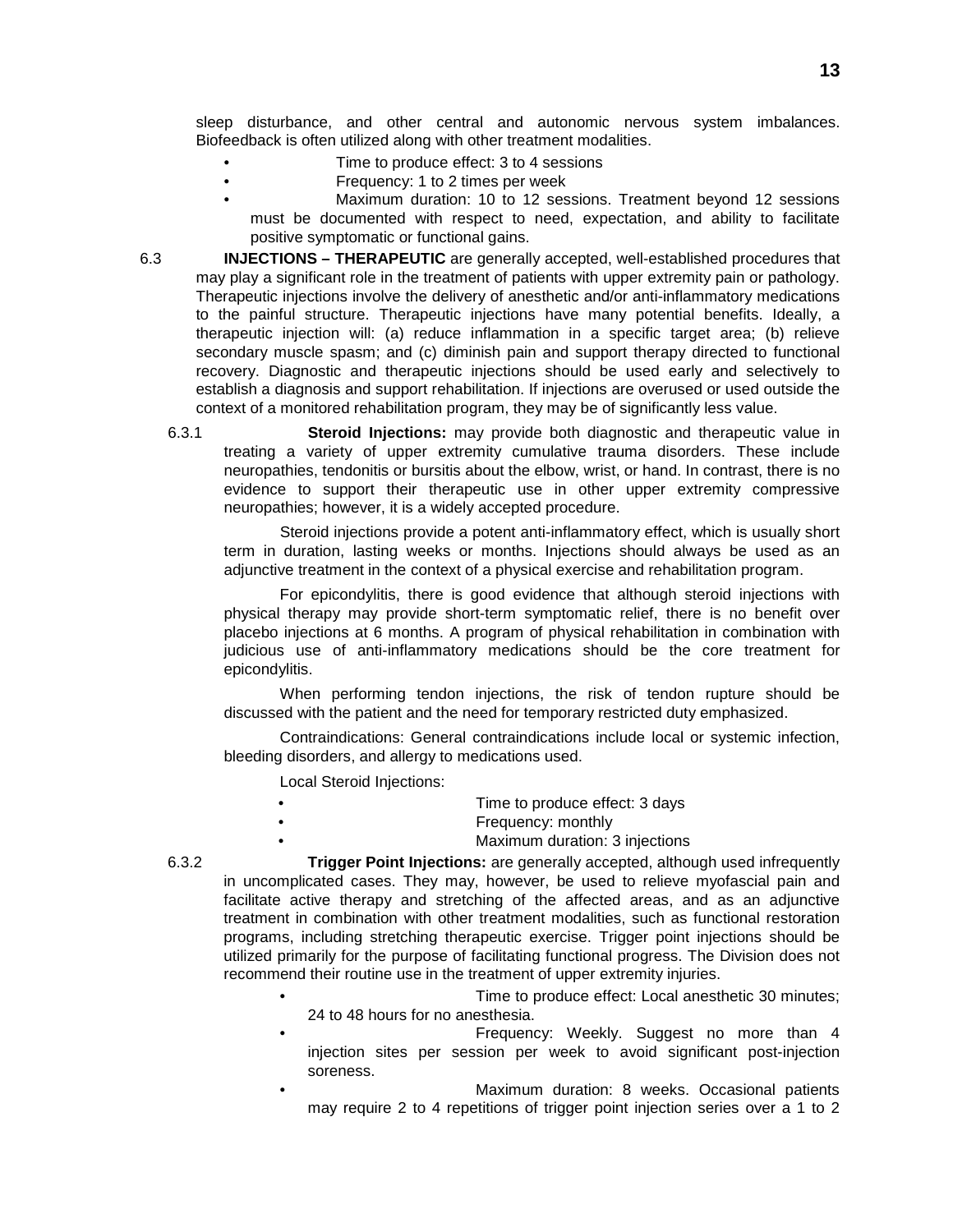sleep disturbance, and other central and autonomic nervous system imbalances. Biofeedback is often utilized along with other treatment modalities.

- Time to produce effect: 3 to 4 sessions
- Frequency: 1 to 2 times per week
- Maximum duration: 10 to 12 sessions. Treatment beyond 12 sessions must be documented with respect to need, expectation, and ability to facilitate positive symptomatic or functional gains.

6.3 **INJECTIONS – THERAPEUTIC** are generally accepted, well-established procedures that may play a significant role in the treatment of patients with upper extremity pain or pathology. Therapeutic injections involve the delivery of anesthetic and/or anti-inflammatory medications to the painful structure. Therapeutic injections have many potential benefits. Ideally, a therapeutic injection will: (a) reduce inflammation in a specific target area; (b) relieve secondary muscle spasm; and (c) diminish pain and support therapy directed to functional recovery. Diagnostic and therapeutic injections should be used early and selectively to establish a diagnosis and support rehabilitation. If injections are overused or used outside the context of a monitored rehabilitation program, they may be of significantly less value.

6.3.1 **Steroid Injections:** may provide both diagnostic and therapeutic value in treating a variety of upper extremity cumulative trauma disorders. These include neuropathies, tendonitis or bursitis about the elbow, wrist, or hand. In contrast, there is no evidence to support their therapeutic use in other upper extremity compressive neuropathies; however, it is a widely accepted procedure.

Steroid injections provide a potent anti-inflammatory effect, which is usually short term in duration, lasting weeks or months. Injections should always be used as an adjunctive treatment in the context of a physical exercise and rehabilitation program.

For epicondylitis, there is good evidence that although steroid injections with physical therapy may provide short-term symptomatic relief, there is no benefit over placebo injections at 6 months. A program of physical rehabilitation in combination with judicious use of anti-inflammatory medications should be the core treatment for epicondylitis.

When performing tendon injections, the risk of tendon rupture should be discussed with the patient and the need for temporary restricted duty emphasized.

Contraindications: General contraindications include local or systemic infection, bleeding disorders, and allergy to medications used.

Local Steroid Injections:

- Time to produce effect: 3 days
- Frequency: monthly
- Maximum duration: 3 injections

6.3.2 **Trigger Point Injections:** are generally accepted, although used infrequently in uncomplicated cases. They may, however, be used to relieve myofascial pain and facilitate active therapy and stretching of the affected areas, and as an adjunctive treatment in combination with other treatment modalities, such as functional restoration programs, including stretching therapeutic exercise. Trigger point injections should be utilized primarily for the purpose of facilitating functional progress. The Division does not recommend their routine use in the treatment of upper extremity injuries.

- Time to produce effect: Local anesthetic 30 minutes; 24 to 48 hours for no anesthesia.
- Frequency: Weekly. Suggest no more than 4 injection sites per session per week to avoid significant post-injection soreness.
- Maximum duration: 8 weeks. Occasional patients may require 2 to 4 repetitions of trigger point injection series over a 1 to 2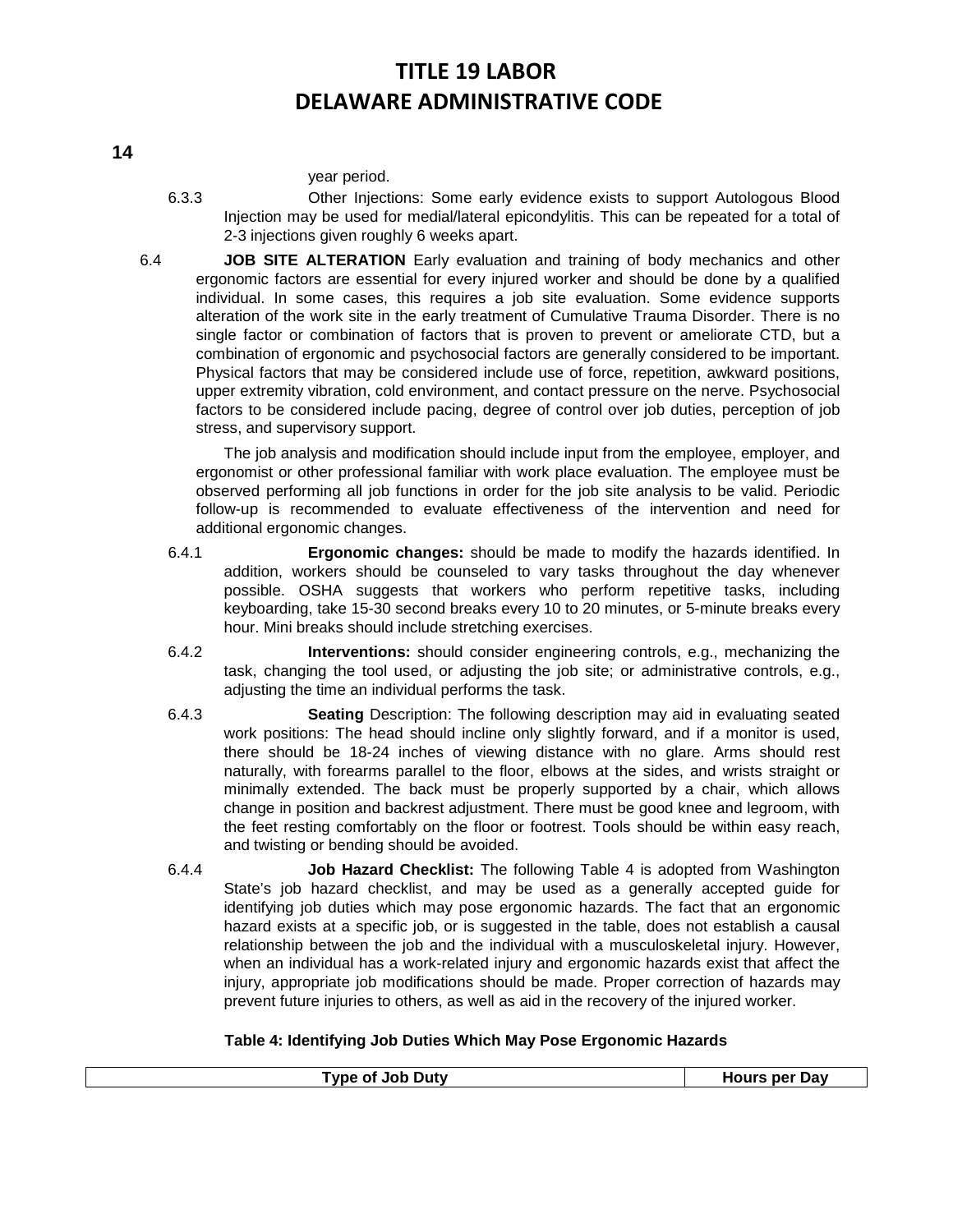year period.

6.3.3 Other Injections: Some early evidence exists to support Autologous Blood Injection may be used for medial/lateral epicondylitis. This can be repeated for a total of 2-3 injections given roughly 6 weeks apart.

6.4 **JOB SITE ALTERATION** Early evaluation and training of body mechanics and other ergonomic factors are essential for every injured worker and should be done by a qualified individual. In some cases, this requires a job site evaluation. Some evidence supports alteration of the work site in the early treatment of Cumulative Trauma Disorder. There is no single factor or combination of factors that is proven to prevent or ameliorate CTD, but a combination of ergonomic and psychosocial factors are generally considered to be important. Physical factors that may be considered include use of force, repetition, awkward positions, upper extremity vibration, cold environment, and contact pressure on the nerve. Psychosocial factors to be considered include pacing, degree of control over job duties, perception of job stress, and supervisory support.

The job analysis and modification should include input from the employee, employer, and ergonomist or other professional familiar with work place evaluation. The employee must be observed performing all job functions in order for the job site analysis to be valid. Periodic follow-up is recommended to evaluate effectiveness of the intervention and need for additional ergonomic changes.

6.4.1 **Ergonomic changes:** should be made to modify the hazards identified. In addition, workers should be counseled to vary tasks throughout the day whenever possible. OSHA suggests that workers who perform repetitive tasks, including keyboarding, take 15-30 second breaks every 10 to 20 minutes, or 5-minute breaks every hour. Mini breaks should include stretching exercises.

6.4.2 **Interventions:** should consider engineering controls, e.g., mechanizing the task, changing the tool used, or adjusting the job site; or administrative controls, e.g., adjusting the time an individual performs the task.

6.4.3 **Seating** Description: The following description may aid in evaluating seated work positions: The head should incline only slightly forward, and if a monitor is used, there should be 18-24 inches of viewing distance with no glare. Arms should rest naturally, with forearms parallel to the floor, elbows at the sides, and wrists straight or minimally extended. The back must be properly supported by a chair, which allows change in position and backrest adjustment. There must be good knee and legroom, with the feet resting comfortably on the floor or footrest. Tools should be within easy reach, and twisting or bending should be avoided.

6.4.4 **Job Hazard Checklist:** The following Table 4 is adopted from Washington State's job hazard checklist, and may be used as a generally accepted guide for identifying job duties which may pose ergonomic hazards. The fact that an ergonomic hazard exists at a specific job, or is suggested in the table, does not establish a causal relationship between the job and the individual with a musculoskeletal injury. However, when an individual has a work-related injury and ergonomic hazards exist that affect the injury, appropriate job modifications should be made. Proper correction of hazards may prevent future injuries to others, as well as aid in the recovery of the injured worker.

**Table 4: Identifying Job Duties Which May Pose Ergonomic Hazards**

| Type of Job Duty | Hours per Day |
| --- | --- |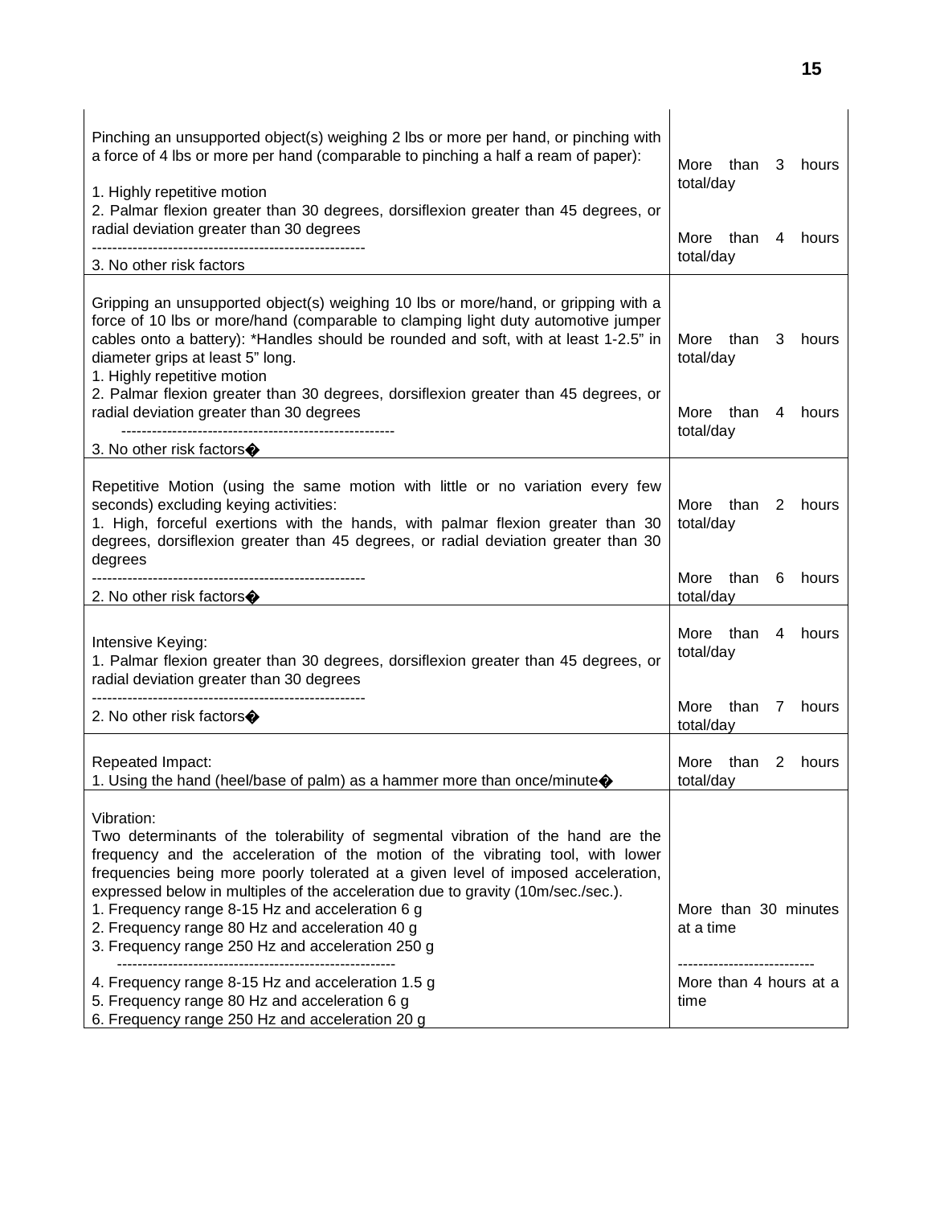| | |
|---|---|
| Pinching an unsupported object(s) weighing 2 lbs or more per hand, or pinching with a force of 4 lbs or more per hand (comparable to pinching a half a ream of paper):<br><br>1. Highly repetitive motion<br>2. Palmar flexion greater than 30 degrees, dorsiflexion greater than 45 degrees, or radial deviation greater than 30 degrees<br>-----------------------------------------------------<br>3. No other risk factors | More than 3 hours total/day<br><br>More than 4 hours total/day |
| Gripping an unsupported object(s) weighing 10 lbs or more/hand, or gripping with a force of 10 lbs or more/hand (comparable to clamping light duty automotive jumper cables onto a battery): *Handles should be rounded and soft, with at least 1-2.5" in diameter grips at least 5" long.<br>1. Highly repetitive motion<br>2. Palmar flexion greater than 30 degrees, dorsiflexion greater than 45 degrees, or radial deviation greater than 30 degrees<br>-----------------------------------------------------<br>3. No other risk factors� | More than 3 hours total/day<br><br>More than 4 hours total/day |
| Repetitive Motion (using the same motion with little or no variation every few seconds) excluding keying activities:<br>1. High, forceful exertions with the hands, with palmar flexion greater than 30 degrees, dorsiflexion greater than 45 degrees, or radial deviation greater than 30 degrees<br>-----------------------------------------------------<br>2. No other risk factors� | More than 2 hours total/day<br><br>More than 6 hours total/day |
| Intensive Keying:<br>1. Palmar flexion greater than 30 degrees, dorsiflexion greater than 45 degrees, or radial deviation greater than 30 degrees<br>-----------------------------------------------------<br>2. No other risk factors� | More than 4 hours total/day<br><br>More than 7 hours total/day |
| Repeated Impact:<br>1. Using the hand (heel/base of palm) as a hammer more than once/minute� | More than 2 hours total/day |
| Vibration:<br>Two determinants of the tolerability of segmental vibration of the hand are the frequency and the acceleration of the motion of the vibrating tool, with lower frequencies being more poorly tolerated at a given level of imposed acceleration, expressed below in multiples of the acceleration due to gravity (10m/sec./sec.).<br>1. Frequency range 8-15 Hz and acceleration 6 g<br>2. Frequency range 80 Hz and acceleration 40 g<br>3. Frequency range 250 Hz and acceleration 250 g<br>-----------------------------------------------------<br>4. Frequency range 8-15 Hz and acceleration 1.5 g<br>5. Frequency range 80 Hz and acceleration 6 g<br>6. Frequency range 250 Hz and acceleration 20 g | More than 30 minutes at a time<br><br>--------------------------<br>More than 4 hours at a time |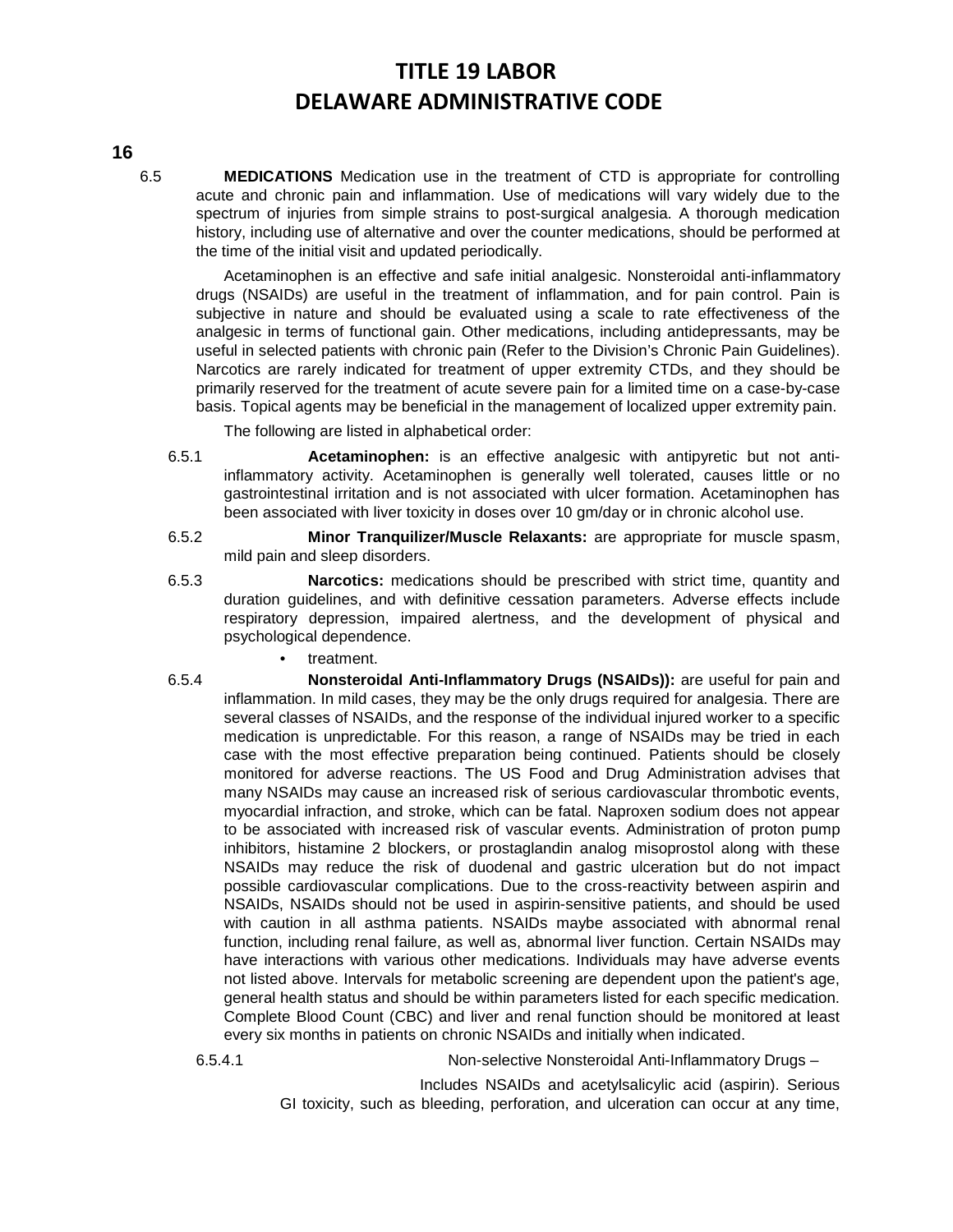6.5 **MEDICATIONS** Medication use in the treatment of CTD is appropriate for controlling acute and chronic pain and inflammation. Use of medications will vary widely due to the spectrum of injuries from simple strains to post-surgical analgesia. A thorough medication history, including use of alternative and over the counter medications, should be performed at the time of the initial visit and updated periodically.

Acetaminophen is an effective and safe initial analgesic. Nonsteroidal anti-inflammatory drugs (NSAIDs) are useful in the treatment of inflammation, and for pain control. Pain is subjective in nature and should be evaluated using a scale to rate effectiveness of the analgesic in terms of functional gain. Other medications, including antidepressants, may be useful in selected patients with chronic pain (Refer to the Division's Chronic Pain Guidelines). Narcotics are rarely indicated for treatment of upper extremity CTDs, and they should be primarily reserved for the treatment of acute severe pain for a limited time on a case-by-case basis. Topical agents may be beneficial in the management of localized upper extremity pain.

The following are listed in alphabetical order:

6.5.1 **Acetaminophen:** is an effective analgesic with antipyretic but not anti-inflammatory activity. Acetaminophen is generally well tolerated, causes little or no gastrointestinal irritation and is not associated with ulcer formation. Acetaminophen has been associated with liver toxicity in doses over 10 gm/day or in chronic alcohol use.

6.5.2 **Minor Tranquilizer/Muscle Relaxants:** are appropriate for muscle spasm, mild pain and sleep disorders.

6.5.3 **Narcotics:** medications should be prescribed with strict time, quantity and duration guidelines, and with definitive cessation parameters. Adverse effects include respiratory depression, impaired alertness, and the development of physical and psychological dependence.

- treatment.

6.5.4 **Nonsteroidal Anti-Inflammatory Drugs (NSAIDs)):** are useful for pain and inflammation. In mild cases, they may be the only drugs required for analgesia. There are several classes of NSAIDs, and the response of the individual injured worker to a specific medication is unpredictable. For this reason, a range of NSAIDs may be tried in each case with the most effective preparation being continued. Patients should be closely monitored for adverse reactions. The US Food and Drug Administration advises that many NSAIDs may cause an increased risk of serious cardiovascular thrombotic events, myocardial infraction, and stroke, which can be fatal. Naproxen sodium does not appear to be associated with increased risk of vascular events. Administration of proton pump inhibitors, histamine 2 blockers, or prostaglandin analog misoprostol along with these NSAIDs may reduce the risk of duodenal and gastric ulceration but do not impact possible cardiovascular complications. Due to the cross-reactivity between aspirin and NSAIDs, NSAIDs should not be used in aspirin-sensitive patients, and should be used with caution in all asthma patients. NSAIDs maybe associated with abnormal renal function, including renal failure, as well as, abnormal liver function. Certain NSAIDs may have interactions with various other medications. Individuals may have adverse events not listed above. Intervals for metabolic screening are dependent upon the patient's age, general health status and should be within parameters listed for each specific medication. Complete Blood Count (CBC) and liver and renal function should be monitored at least every six months in patients on chronic NSAIDs and initially when indicated.

6.5.4.1 Non-selective Nonsteroidal Anti-Inflammatory Drugs –

Includes NSAIDs and acetylsalicylic acid (aspirin). Serious GI toxicity, such as bleeding, perforation, and ulceration can occur at any time,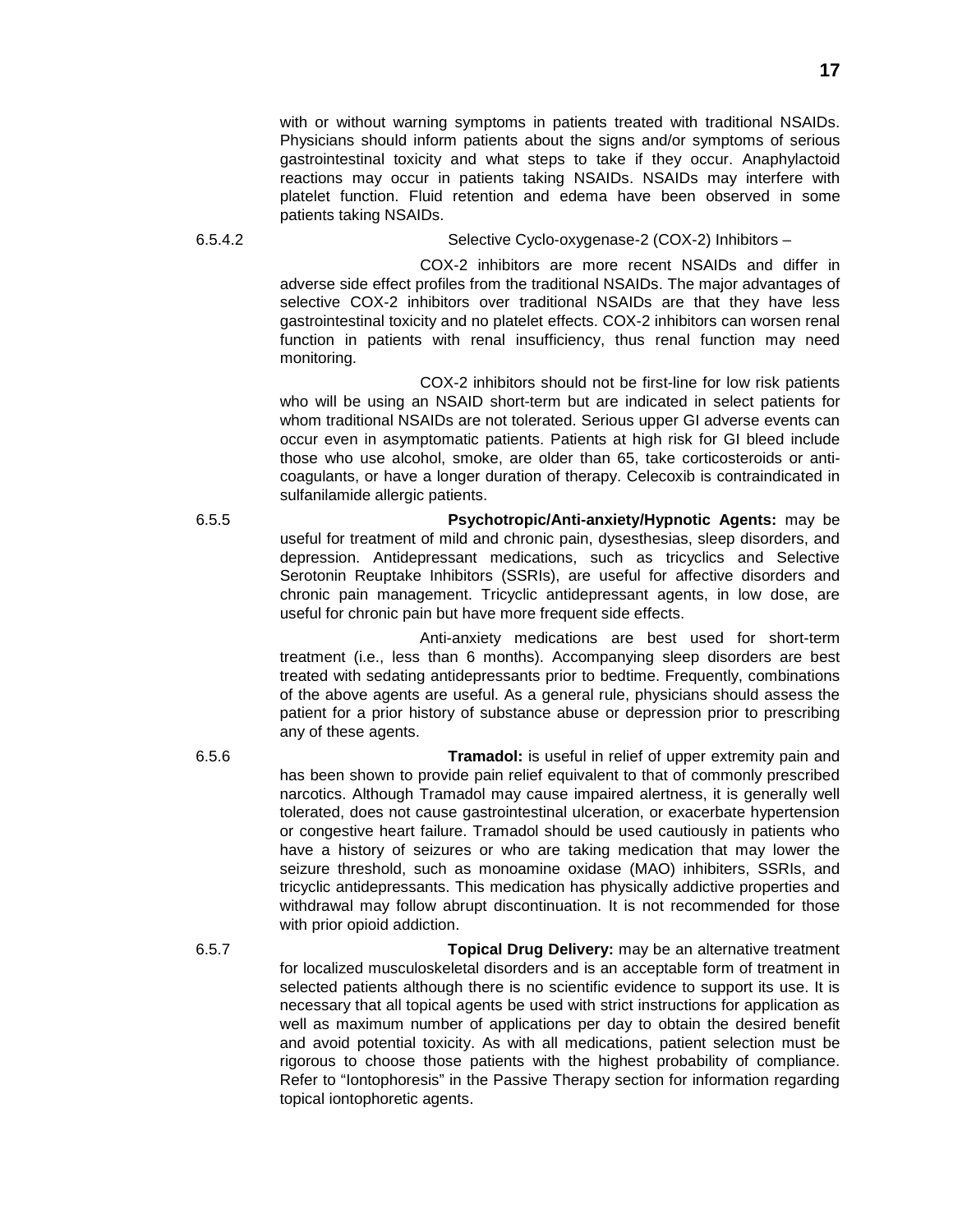with or without warning symptoms in patients treated with traditional NSAIDs. Physicians should inform patients about the signs and/or symptoms of serious gastrointestinal toxicity and what steps to take if they occur. Anaphylactoid reactions may occur in patients taking NSAIDs. NSAIDs may interfere with platelet function. Fluid retention and edema have been observed in some patients taking NSAIDs.

6.5.4.2 Selective Cyclo-oxygenase-2 (COX-2) Inhibitors –

COX-2 inhibitors are more recent NSAIDs and differ in adverse side effect profiles from the traditional NSAIDs. The major advantages of selective COX-2 inhibitors over traditional NSAIDs are that they have less gastrointestinal toxicity and no platelet effects. COX-2 inhibitors can worsen renal function in patients with renal insufficiency, thus renal function may need monitoring.

COX-2 inhibitors should not be first-line for low risk patients who will be using an NSAID short-term but are indicated in select patients for whom traditional NSAIDs are not tolerated. Serious upper GI adverse events can occur even in asymptomatic patients. Patients at high risk for GI bleed include those who use alcohol, smoke, are older than 65, take corticosteroids or anti-coagulants, or have a longer duration of therapy. Celecoxib is contraindicated in sulfanilamide allergic patients.

6.5.5 **Psychotropic/Anti-anxiety/Hypnotic Agents:** may be useful for treatment of mild and chronic pain, dysesthesias, sleep disorders, and depression. Antidepressant medications, such as tricyclics and Selective Serotonin Reuptake Inhibitors (SSRIs), are useful for affective disorders and chronic pain management. Tricyclic antidepressant agents, in low dose, are useful for chronic pain but have more frequent side effects.

Anti-anxiety medications are best used for short-term treatment (i.e., less than 6 months). Accompanying sleep disorders are best treated with sedating antidepressants prior to bedtime. Frequently, combinations of the above agents are useful. As a general rule, physicians should assess the patient for a prior history of substance abuse or depression prior to prescribing any of these agents.

6.5.6 **Tramadol:** is useful in relief of upper extremity pain and has been shown to provide pain relief equivalent to that of commonly prescribed narcotics. Although Tramadol may cause impaired alertness, it is generally well tolerated, does not cause gastrointestinal ulceration, or exacerbate hypertension or congestive heart failure. Tramadol should be used cautiously in patients who have a history of seizures or who are taking medication that may lower the seizure threshold, such as monoamine oxidase (MAO) inhibiters, SSRIs, and tricyclic antidepressants. This medication has physically addictive properties and withdrawal may follow abrupt discontinuation. It is not recommended for those with prior opioid addiction.

6.5.7 **Topical Drug Delivery:** may be an alternative treatment for localized musculoskeletal disorders and is an acceptable form of treatment in selected patients although there is no scientific evidence to support its use. It is necessary that all topical agents be used with strict instructions for application as well as maximum number of applications per day to obtain the desired benefit and avoid potential toxicity. As with all medications, patient selection must be rigorous to choose those patients with the highest probability of compliance. Refer to "Iontophoresis" in the Passive Therapy section for information regarding topical iontophoretic agents.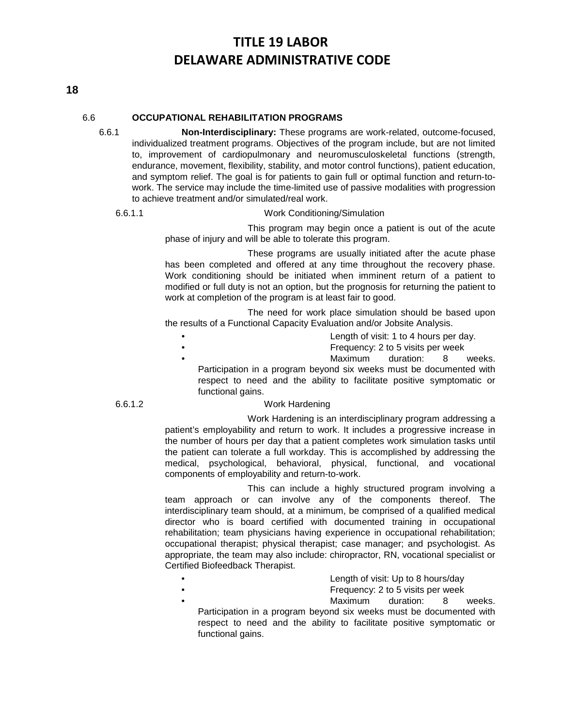6.6 **OCCUPATIONAL REHABILITATION PROGRAMS**

6.6.1 **Non-Interdisciplinary:** These programs are work-related, outcome-focused, individualized treatment programs. Objectives of the program include, but are not limited to, improvement of cardiopulmonary and neuromusculoskeletal functions (strength, endurance, movement, flexibility, stability, and motor control functions), patient education, and symptom relief. The goal is for patients to gain full or optimal function and return-to-work. The service may include the time-limited use of passive modalities with progression to achieve treatment and/or simulated/real work.

6.6.1.1 Work Conditioning/Simulation

This program may begin once a patient is out of the acute phase of injury and will be able to tolerate this program.

These programs are usually initiated after the acute phase has been completed and offered at any time throughout the recovery phase. Work conditioning should be initiated when imminent return of a patient to modified or full duty is not an option, but the prognosis for returning the patient to work at completion of the program is at least fair to good.

The need for work place simulation should be based upon the results of a Functional Capacity Evaluation and/or Jobsite Analysis.

- Length of visit: 1 to 4 hours per day.
- Frequency: 2 to 5 visits per week
- Maximum duration: 8 weeks. Participation in a program beyond six weeks must be documented with respect to need and the ability to facilitate positive symptomatic or functional gains.

6.6.1.2 Work Hardening

Work Hardening is an interdisciplinary program addressing a patient's employability and return to work. It includes a progressive increase in the number of hours per day that a patient completes work simulation tasks until the patient can tolerate a full workday. This is accomplished by addressing the medical, psychological, behavioral, physical, functional, and vocational components of employability and return-to-work.

This can include a highly structured program involving a team approach or can involve any of the components thereof. The interdisciplinary team should, at a minimum, be comprised of a qualified medical director who is board certified with documented training in occupational rehabilitation; team physicians having experience in occupational rehabilitation; occupational therapist; physical therapist; case manager; and psychologist. As appropriate, the team may also include: chiropractor, RN, vocational specialist or Certified Biofeedback Therapist.

- Length of visit: Up to 8 hours/day
- Frequency: 2 to 5 visits per week
- Maximum duration: 8 weeks. Participation in a program beyond six weeks must be documented with respect to need and the ability to facilitate positive symptomatic or functional gains.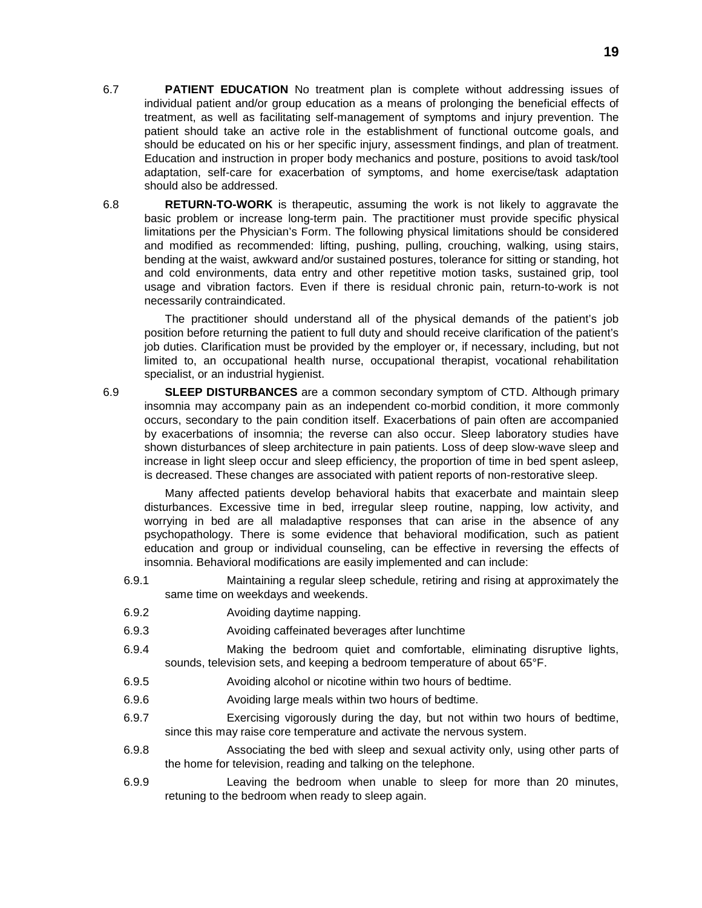6.7 **PATIENT EDUCATION** No treatment plan is complete without addressing issues of individual patient and/or group education as a means of prolonging the beneficial effects of treatment, as well as facilitating self-management of symptoms and injury prevention. The patient should take an active role in the establishment of functional outcome goals, and should be educated on his or her specific injury, assessment findings, and plan of treatment. Education and instruction in proper body mechanics and posture, positions to avoid task/tool adaptation, self-care for exacerbation of symptoms, and home exercise/task adaptation should also be addressed.

6.8 **RETURN-TO-WORK** is therapeutic, assuming the work is not likely to aggravate the basic problem or increase long-term pain. The practitioner must provide specific physical limitations per the Physician's Form. The following physical limitations should be considered and modified as recommended: lifting, pushing, pulling, crouching, walking, using stairs, bending at the waist, awkward and/or sustained postures, tolerance for sitting or standing, hot and cold environments, data entry and other repetitive motion tasks, sustained grip, tool usage and vibration factors. Even if there is residual chronic pain, return-to-work is not necessarily contraindicated.

The practitioner should understand all of the physical demands of the patient's job position before returning the patient to full duty and should receive clarification of the patient's job duties. Clarification must be provided by the employer or, if necessary, including, but not limited to, an occupational health nurse, occupational therapist, vocational rehabilitation specialist, or an industrial hygienist.

6.9 **SLEEP DISTURBANCES** are a common secondary symptom of CTD. Although primary insomnia may accompany pain as an independent co-morbid condition, it more commonly occurs, secondary to the pain condition itself. Exacerbations of pain often are accompanied by exacerbations of insomnia; the reverse can also occur. Sleep laboratory studies have shown disturbances of sleep architecture in pain patients. Loss of deep slow-wave sleep and increase in light sleep occur and sleep efficiency, the proportion of time in bed spent asleep, is decreased. These changes are associated with patient reports of non-restorative sleep.

Many affected patients develop behavioral habits that exacerbate and maintain sleep disturbances. Excessive time in bed, irregular sleep routine, napping, low activity, and worrying in bed are all maladaptive responses that can arise in the absence of any psychopathology. There is some evidence that behavioral modification, such as patient education and group or individual counseling, can be effective in reversing the effects of insomnia. Behavioral modifications are easily implemented and can include:

6.9.1 Maintaining a regular sleep schedule, retiring and rising at approximately the same time on weekdays and weekends.

6.9.2 Avoiding daytime napping.

6.9.3 Avoiding caffeinated beverages after lunchtime

6.9.4 Making the bedroom quiet and comfortable, eliminating disruptive lights, sounds, television sets, and keeping a bedroom temperature of about 65°F.

6.9.5 Avoiding alcohol or nicotine within two hours of bedtime.

6.9.6 Avoiding large meals within two hours of bedtime.

6.9.7 Exercising vigorously during the day, but not within two hours of bedtime, since this may raise core temperature and activate the nervous system.

6.9.8 Associating the bed with sleep and sexual activity only, using other parts of the home for television, reading and talking on the telephone.

6.9.9 Leaving the bedroom when unable to sleep for more than 20 minutes, retuning to the bedroom when ready to sleep again.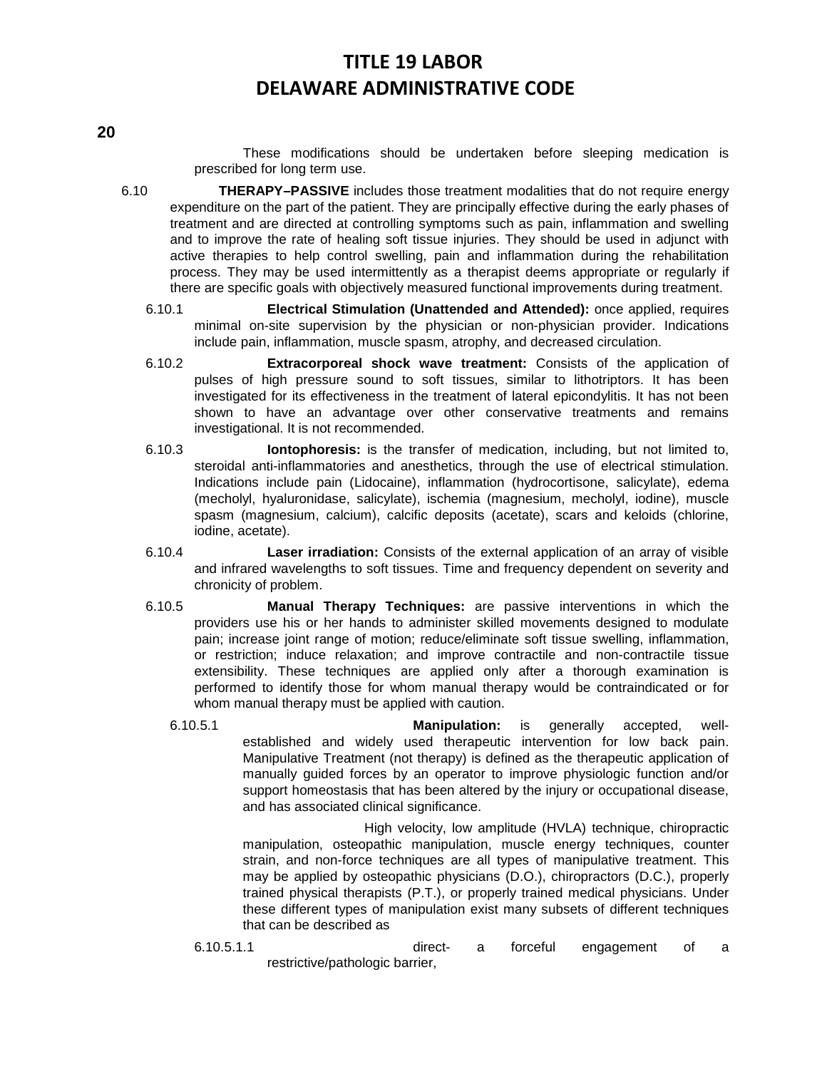These modifications should be undertaken before sleeping medication is prescribed for long term use.

6.10 **THERAPY–PASSIVE** includes those treatment modalities that do not require energy expenditure on the part of the patient. They are principally effective during the early phases of treatment and are directed at controlling symptoms such as pain, inflammation and swelling and to improve the rate of healing soft tissue injuries. They should be used in adjunct with active therapies to help control swelling, pain and inflammation during the rehabilitation process. They may be used intermittently as a therapist deems appropriate or regularly if there are specific goals with objectively measured functional improvements during treatment.

6.10.1 **Electrical Stimulation (Unattended and Attended):** once applied, requires minimal on-site supervision by the physician or non-physician provider. Indications include pain, inflammation, muscle spasm, atrophy, and decreased circulation.

6.10.2 **Extracorporeal shock wave treatment:** Consists of the application of pulses of high pressure sound to soft tissues, similar to lithotriptors. It has been investigated for its effectiveness in the treatment of lateral epicondylitis. It has not been shown to have an advantage over other conservative treatments and remains investigational. It is not recommended.

6.10.3 **Iontophoresis:** is the transfer of medication, including, but not limited to, steroidal anti-inflammatories and anesthetics, through the use of electrical stimulation. Indications include pain (Lidocaine), inflammation (hydrocortisone, salicylate), edema (mecholyl, hyaluronidase, salicylate), ischemia (magnesium, mecholyl, iodine), muscle spasm (magnesium, calcium), calcific deposits (acetate), scars and keloids (chlorine, iodine, acetate).

6.10.4 **Laser irradiation:** Consists of the external application of an array of visible and infrared wavelengths to soft tissues. Time and frequency dependent on severity and chronicity of problem.

6.10.5 **Manual Therapy Techniques:** are passive interventions in which the providers use his or her hands to administer skilled movements designed to modulate pain; increase joint range of motion; reduce/eliminate soft tissue swelling, inflammation, or restriction; induce relaxation; and improve contractile and non-contractile tissue extensibility. These techniques are applied only after a thorough examination is performed to identify those for whom manual therapy would be contraindicated or for whom manual therapy must be applied with caution.

6.10.5.1 **Manipulation:** is generally accepted, well-established and widely used therapeutic intervention for low back pain. Manipulative Treatment (not therapy) is defined as the therapeutic application of manually guided forces by an operator to improve physiologic function and/or support homeostasis that has been altered by the injury or occupational disease, and has associated clinical significance.

High velocity, low amplitude (HVLA) technique, chiropractic manipulation, osteopathic manipulation, muscle energy techniques, counter strain, and non-force techniques are all types of manipulative treatment. This may be applied by osteopathic physicians (D.O.), chiropractors (D.C.), properly trained physical therapists (P.T.), or properly trained medical physicians. Under these different types of manipulation exist many subsets of different techniques that can be described as

6.10.5.1.1 direct- a forceful engagement of a restrictive/pathologic barrier,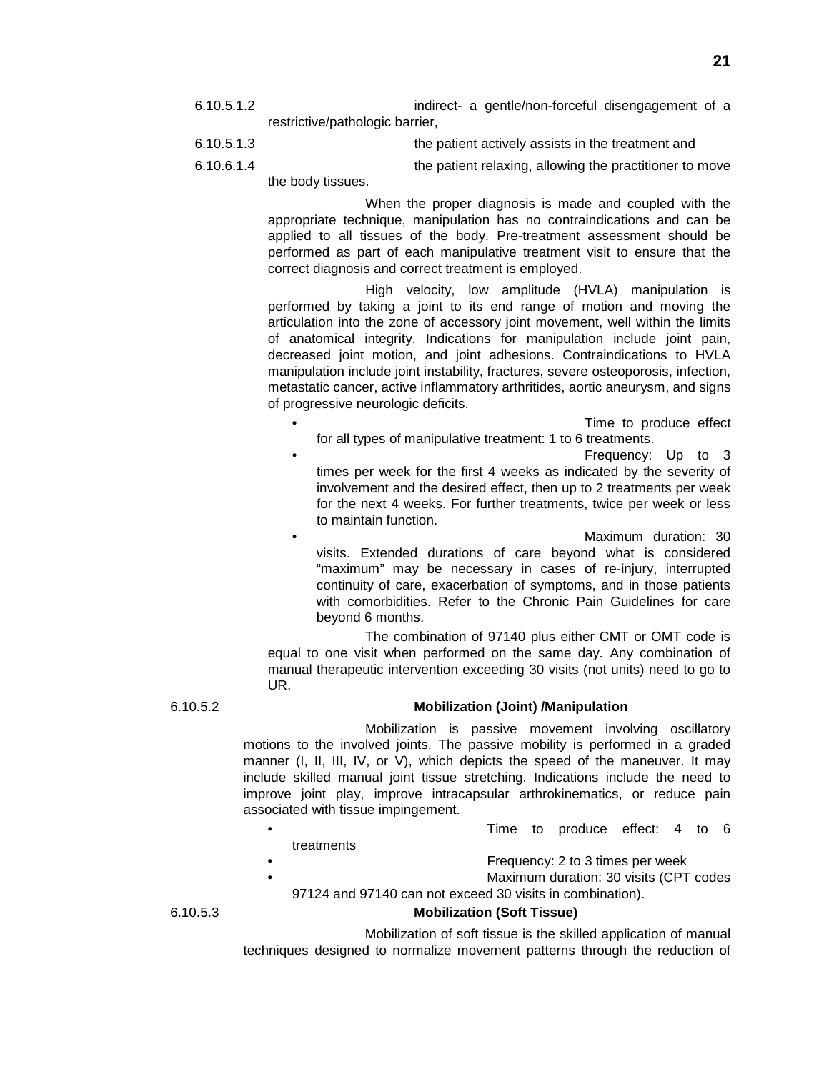6.10.5.1.2 indirect- a gentle/non-forceful disengagement of a restrictive/pathologic barrier,

6.10.5.1.3 the patient actively assists in the treatment and

6.10.6.1.4 the patient relaxing, allowing the practitioner to move the body tissues.

When the proper diagnosis is made and coupled with the appropriate technique, manipulation has no contraindications and can be applied to all tissues of the body. Pre-treatment assessment should be performed as part of each manipulative treatment visit to ensure that the correct diagnosis and correct treatment is employed.

High velocity, low amplitude (HVLA) manipulation is performed by taking a joint to its end range of motion and moving the articulation into the zone of accessory joint movement, well within the limits of anatomical integrity. Indications for manipulation include joint pain, decreased joint motion, and joint adhesions. Contraindications to HVLA manipulation include joint instability, fractures, severe osteoporosis, infection, metastatic cancer, active inflammatory arthritides, aortic aneurysm, and signs of progressive neurologic deficits.

- Time to produce effect for all types of manipulative treatment: 1 to 6 treatments.
- Frequency: Up to 3 times per week for the first 4 weeks as indicated by the severity of involvement and the desired effect, then up to 2 treatments per week for the next 4 weeks. For further treatments, twice per week or less to maintain function.
- Maximum duration: 30 visits. Extended durations of care beyond what is considered "maximum" may be necessary in cases of re-injury, interrupted continuity of care, exacerbation of symptoms, and in those patients with comorbidities. Refer to the Chronic Pain Guidelines for care beyond 6 months.

The combination of 97140 plus either CMT or OMT code is equal to one visit when performed on the same day. Any combination of manual therapeutic intervention exceeding 30 visits (not units) need to go to UR.

6.10.5.2 **Mobilization (Joint) /Manipulation**

Mobilization is passive movement involving oscillatory motions to the involved joints. The passive mobility is performed in a graded manner (I, II, III, IV, or V), which depicts the speed of the maneuver. It may include skilled manual joint tissue stretching. Indications include the need to improve joint play, improve intracapsular arthrokinematics, or reduce pain associated with tissue impingement.

- Time to produce effect: 4 to 6 treatments
- Frequency: 2 to 3 times per week
- Maximum duration: 30 visits (CPT codes 97124 and 97140 can not exceed 30 visits in combination).

6.10.5.3 **Mobilization (Soft Tissue)**

Mobilization of soft tissue is the skilled application of manual techniques designed to normalize movement patterns through the reduction of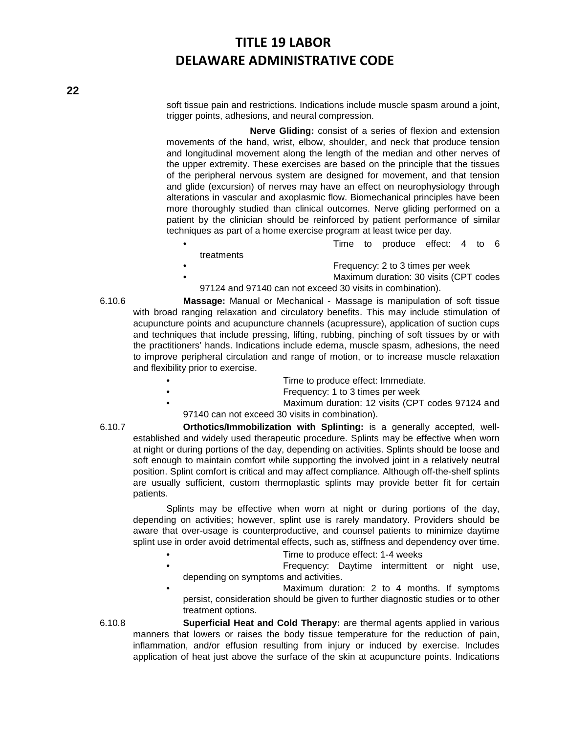soft tissue pain and restrictions. Indications include muscle spasm around a joint, trigger points, adhesions, and neural compression.

**Nerve Gliding:** consist of a series of flexion and extension movements of the hand, wrist, elbow, shoulder, and neck that produce tension and longitudinal movement along the length of the median and other nerves of the upper extremity. These exercises are based on the principle that the tissues of the peripheral nervous system are designed for movement, and that tension and glide (excursion) of nerves may have an effect on neurophysiology through alterations in vascular and axoplasmic flow. Biomechanical principles have been more thoroughly studied than clinical outcomes. Nerve gliding performed on a patient by the clinician should be reinforced by patient performance of similar techniques as part of a home exercise program at least twice per day.

- Time to produce effect: 4 to 6 treatments
- Frequency: 2 to 3 times per week
- Maximum duration: 30 visits (CPT codes 97124 and 97140 can not exceed 30 visits in combination).

6.10.6 **Massage:** Manual or Mechanical - Massage is manipulation of soft tissue with broad ranging relaxation and circulatory benefits. This may include stimulation of acupuncture points and acupuncture channels (acupressure), application of suction cups and techniques that include pressing, lifting, rubbing, pinching of soft tissues by or with the practitioners' hands. Indications include edema, muscle spasm, adhesions, the need to improve peripheral circulation and range of motion, or to increase muscle relaxation and flexibility prior to exercise.

- Time to produce effect: Immediate.
- Frequency: 1 to 3 times per week
- Maximum duration: 12 visits (CPT codes 97124 and 97140 can not exceed 30 visits in combination).

6.10.7 **Orthotics/Immobilization with Splinting:** is a generally accepted, well-established and widely used therapeutic procedure. Splints may be effective when worn at night or during portions of the day, depending on activities. Splints should be loose and soft enough to maintain comfort while supporting the involved joint in a relatively neutral position. Splint comfort is critical and may affect compliance. Although off-the-shelf splints are usually sufficient, custom thermoplastic splints may provide better fit for certain patients.

Splints may be effective when worn at night or during portions of the day, depending on activities; however, splint use is rarely mandatory. Providers should be aware that over-usage is counterproductive, and counsel patients to minimize daytime splint use in order avoid detrimental effects, such as, stiffness and dependency over time.

- Time to produce effect: 1-4 weeks
- Frequency: Daytime intermittent or night use, depending on symptoms and activities.
- Maximum duration: 2 to 4 months. If symptoms persist, consideration should be given to further diagnostic studies or to other treatment options.

6.10.8 **Superficial Heat and Cold Therapy:** are thermal agents applied in various manners that lowers or raises the body tissue temperature for the reduction of pain, inflammation, and/or effusion resulting from injury or induced by exercise. Includes application of heat just above the surface of the skin at acupuncture points. Indications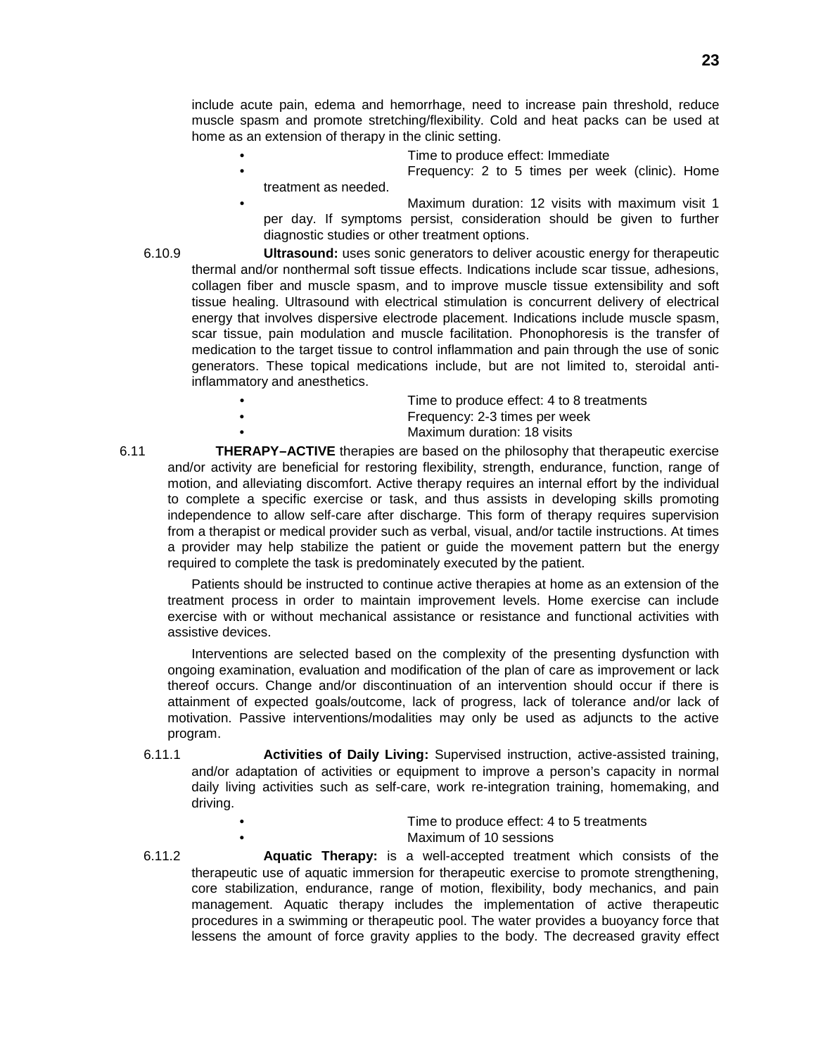include acute pain, edema and hemorrhage, need to increase pain threshold, reduce muscle spasm and promote stretching/flexibility. Cold and heat packs can be used at home as an extension of therapy in the clinic setting.

- Time to produce effect: Immediate
- Frequency: 2 to 5 times per week (clinic). Home treatment as needed.
- Maximum duration: 12 visits with maximum visit 1 per day. If symptoms persist, consideration should be given to further diagnostic studies or other treatment options.

6.10.9 **Ultrasound:** uses sonic generators to deliver acoustic energy for therapeutic thermal and/or nonthermal soft tissue effects. Indications include scar tissue, adhesions, collagen fiber and muscle spasm, and to improve muscle tissue extensibility and soft tissue healing. Ultrasound with electrical stimulation is concurrent delivery of electrical energy that involves dispersive electrode placement. Indications include muscle spasm, scar tissue, pain modulation and muscle facilitation. Phonophoresis is the transfer of medication to the target tissue to control inflammation and pain through the use of sonic generators. These topical medications include, but are not limited to, steroidal anti-inflammatory and anesthetics.

- Time to produce effect: 4 to 8 treatments
- Frequency: 2-3 times per week
- Maximum duration: 18 visits

6.11 **THERAPY–ACTIVE** therapies are based on the philosophy that therapeutic exercise and/or activity are beneficial for restoring flexibility, strength, endurance, function, range of motion, and alleviating discomfort. Active therapy requires an internal effort by the individual to complete a specific exercise or task, and thus assists in developing skills promoting independence to allow self-care after discharge. This form of therapy requires supervision from a therapist or medical provider such as verbal, visual, and/or tactile instructions. At times a provider may help stabilize the patient or guide the movement pattern but the energy required to complete the task is predominately executed by the patient.

Patients should be instructed to continue active therapies at home as an extension of the treatment process in order to maintain improvement levels. Home exercise can include exercise with or without mechanical assistance or resistance and functional activities with assistive devices.

Interventions are selected based on the complexity of the presenting dysfunction with ongoing examination, evaluation and modification of the plan of care as improvement or lack thereof occurs. Change and/or discontinuation of an intervention should occur if there is attainment of expected goals/outcome, lack of progress, lack of tolerance and/or lack of motivation. Passive interventions/modalities may only be used as adjuncts to the active program.

6.11.1 **Activities of Daily Living:** Supervised instruction, active-assisted training, and/or adaptation of activities or equipment to improve a person's capacity in normal daily living activities such as self-care, work re-integration training, homemaking, and driving.

- Time to produce effect: 4 to 5 treatments
- Maximum of 10 sessions

6.11.2 **Aquatic Therapy:** is a well-accepted treatment which consists of the therapeutic use of aquatic immersion for therapeutic exercise to promote strengthening, core stabilization, endurance, range of motion, flexibility, body mechanics, and pain management. Aquatic therapy includes the implementation of active therapeutic procedures in a swimming or therapeutic pool. The water provides a buoyancy force that lessens the amount of force gravity applies to the body. The decreased gravity effect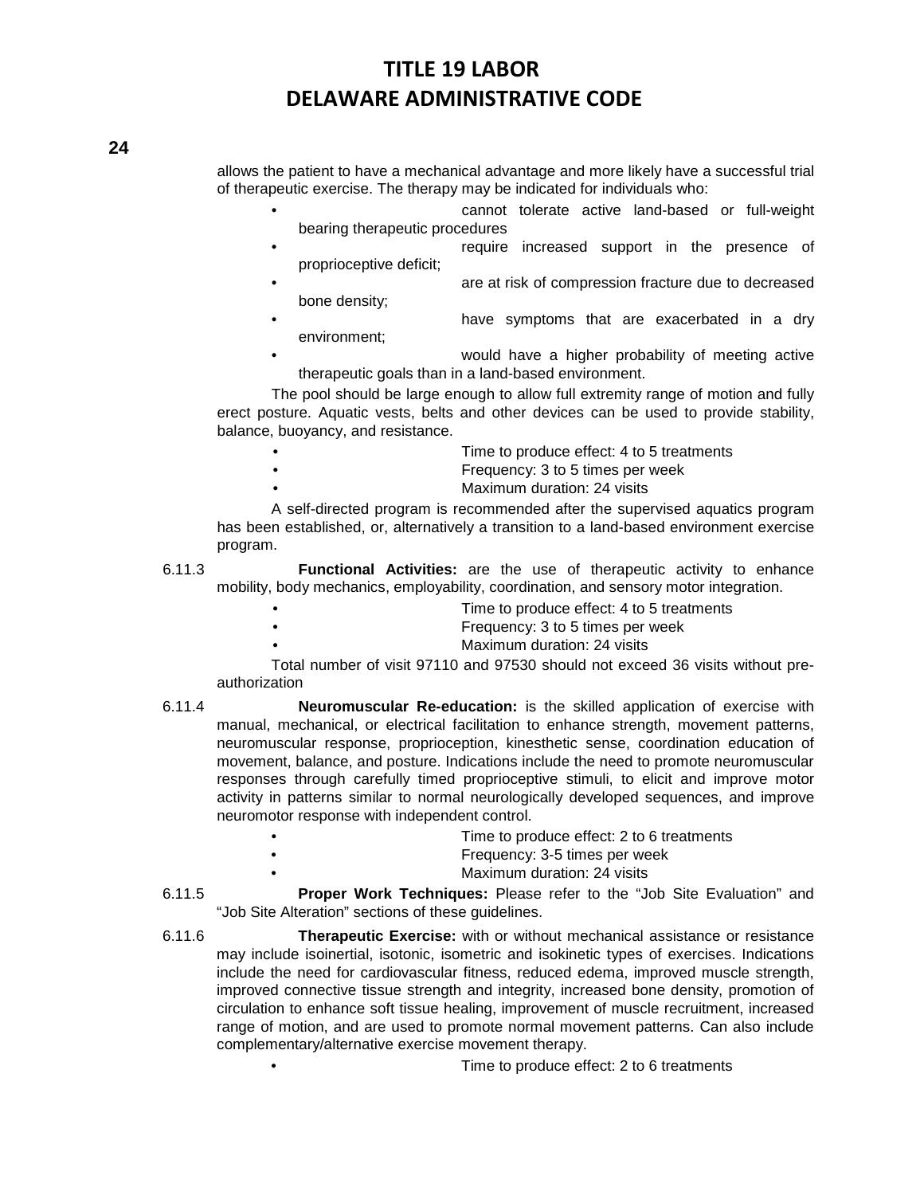allows the patient to have a mechanical advantage and more likely have a successful trial of therapeutic exercise. The therapy may be indicated for individuals who:

- cannot tolerate active land-based or full-weight bearing therapeutic procedures
- require increased support in the presence of proprioceptive deficit;
- are at risk of compression fracture due to decreased bone density;
- have symptoms that are exacerbated in a dry environment;
- would have a higher probability of meeting active therapeutic goals than in a land-based environment.

The pool should be large enough to allow full extremity range of motion and fully erect posture. Aquatic vests, belts and other devices can be used to provide stability, balance, buoyancy, and resistance.

- Time to produce effect: 4 to 5 treatments
- Frequency: 3 to 5 times per week
- Maximum duration: 24 visits

A self-directed program is recommended after the supervised aquatics program has been established, or, alternatively a transition to a land-based environment exercise program.

6.11.3 **Functional Activities:** are the use of therapeutic activity to enhance mobility, body mechanics, employability, coordination, and sensory motor integration.

- Time to produce effect: 4 to 5 treatments
- Frequency: 3 to 5 times per week
- Maximum duration: 24 visits

Total number of visit 97110 and 97530 should not exceed 36 visits without pre-authorization

6.11.4 **Neuromuscular Re-education:** is the skilled application of exercise with manual, mechanical, or electrical facilitation to enhance strength, movement patterns, neuromuscular response, proprioception, kinesthetic sense, coordination education of movement, balance, and posture. Indications include the need to promote neuromuscular responses through carefully timed proprioceptive stimuli, to elicit and improve motor activity in patterns similar to normal neurologically developed sequences, and improve neuromotor response with independent control.

- Time to produce effect: 2 to 6 treatments
- Frequency: 3-5 times per week
- Maximum duration: 24 visits

6.11.5 **Proper Work Techniques:** Please refer to the "Job Site Evaluation" and "Job Site Alteration" sections of these guidelines.

6.11.6 **Therapeutic Exercise:** with or without mechanical assistance or resistance may include isoinertial, isotonic, isometric and isokinetic types of exercises. Indications include the need for cardiovascular fitness, reduced edema, improved muscle strength, improved connective tissue strength and integrity, increased bone density, promotion of circulation to enhance soft tissue healing, improvement of muscle recruitment, increased range of motion, and are used to promote normal movement patterns. Can also include complementary/alternative exercise movement therapy.

- Time to produce effect: 2 to 6 treatments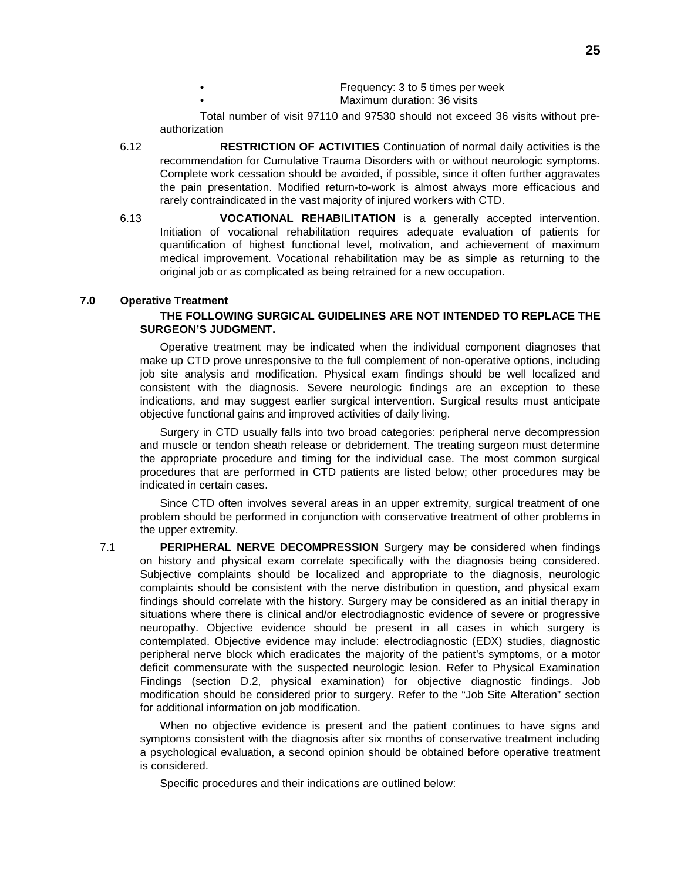- Frequency: 3 to 5 times per week
- Maximum duration: 36 visits

Total number of visit 97110 and 97530 should not exceed 36 visits without pre-authorization

6.12 **RESTRICTION OF ACTIVITIES** Continuation of normal daily activities is the recommendation for Cumulative Trauma Disorders with or without neurologic symptoms. Complete work cessation should be avoided, if possible, since it often further aggravates the pain presentation. Modified return-to-work is almost always more efficacious and rarely contraindicated in the vast majority of injured workers with CTD.

6.13 **VOCATIONAL REHABILITATION** is a generally accepted intervention. Initiation of vocational rehabilitation requires adequate evaluation of patients for quantification of highest functional level, motivation, and achievement of maximum medical improvement. Vocational rehabilitation may be as simple as returning to the original job or as complicated as being retrained for a new occupation.

## 7.0 Operative Treatment

**THE FOLLOWING SURGICAL GUIDELINES ARE NOT INTENDED TO REPLACE THE SURGEON'S JUDGMENT.**

Operative treatment may be indicated when the individual component diagnoses that make up CTD prove unresponsive to the full complement of non-operative options, including job site analysis and modification. Physical exam findings should be well localized and consistent with the diagnosis. Severe neurologic findings are an exception to these indications, and may suggest earlier surgical intervention. Surgical results must anticipate objective functional gains and improved activities of daily living.

Surgery in CTD usually falls into two broad categories: peripheral nerve decompression and muscle or tendon sheath release or debridement. The treating surgeon must determine the appropriate procedure and timing for the individual case. The most common surgical procedures that are performed in CTD patients are listed below; other procedures may be indicated in certain cases.

Since CTD often involves several areas in an upper extremity, surgical treatment of one problem should be performed in conjunction with conservative treatment of other problems in the upper extremity.

7.1 **PERIPHERAL NERVE DECOMPRESSION** Surgery may be considered when findings on history and physical exam correlate specifically with the diagnosis being considered. Subjective complaints should be localized and appropriate to the diagnosis, neurologic complaints should be consistent with the nerve distribution in question, and physical exam findings should correlate with the history. Surgery may be considered as an initial therapy in situations where there is clinical and/or electrodiagnostic evidence of severe or progressive neuropathy. Objective evidence should be present in all cases in which surgery is contemplated. Objective evidence may include: electrodiagnostic (EDX) studies, diagnostic peripheral nerve block which eradicates the majority of the patient's symptoms, or a motor deficit commensurate with the suspected neurologic lesion. Refer to Physical Examination Findings (section D.2, physical examination) for objective diagnostic findings. Job modification should be considered prior to surgery. Refer to the "Job Site Alteration" section for additional information on job modification.

When no objective evidence is present and the patient continues to have signs and symptoms consistent with the diagnosis after six months of conservative treatment including a psychological evaluation, a second opinion should be obtained before operative treatment is considered.

Specific procedures and their indications are outlined below: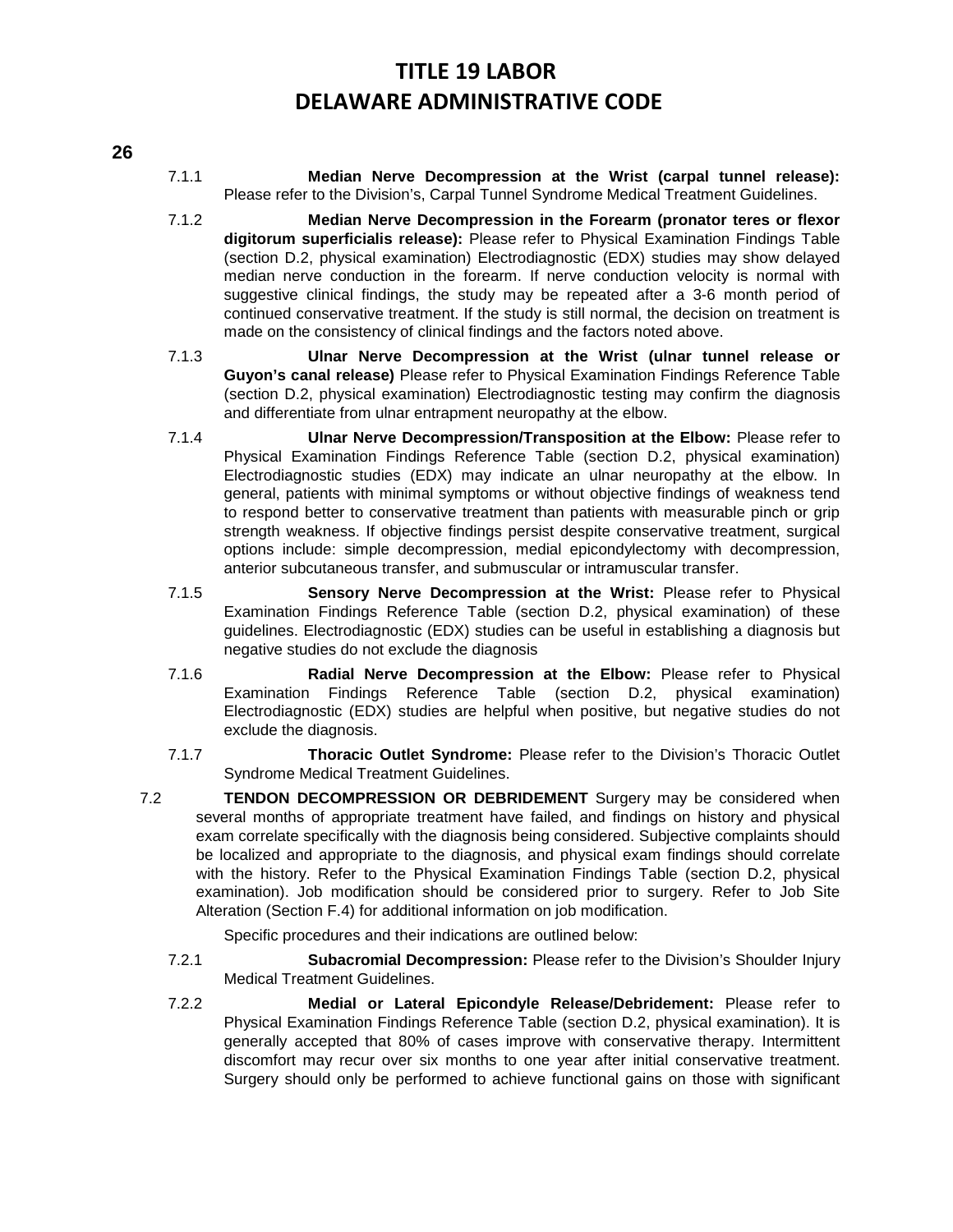7.1.1 **Median Nerve Decompression at the Wrist (carpal tunnel release):** Please refer to the Division's, Carpal Tunnel Syndrome Medical Treatment Guidelines.

7.1.2 **Median Nerve Decompression in the Forearm (pronator teres or flexor digitorum superficialis release):** Please refer to Physical Examination Findings Table (section D.2, physical examination) Electrodiagnostic (EDX) studies may show delayed median nerve conduction in the forearm. If nerve conduction velocity is normal with suggestive clinical findings, the study may be repeated after a 3-6 month period of continued conservative treatment. If the study is still normal, the decision on treatment is made on the consistency of clinical findings and the factors noted above.

7.1.3 **Ulnar Nerve Decompression at the Wrist (ulnar tunnel release or Guyon's canal release)** Please refer to Physical Examination Findings Reference Table (section D.2, physical examination) Electrodiagnostic testing may confirm the diagnosis and differentiate from ulnar entrapment neuropathy at the elbow.

7.1.4 **Ulnar Nerve Decompression/Transposition at the Elbow:** Please refer to Physical Examination Findings Reference Table (section D.2, physical examination) Electrodiagnostic studies (EDX) may indicate an ulnar neuropathy at the elbow. In general, patients with minimal symptoms or without objective findings of weakness tend to respond better to conservative treatment than patients with measurable pinch or grip strength weakness. If objective findings persist despite conservative treatment, surgical options include: simple decompression, medial epicondylectomy with decompression, anterior subcutaneous transfer, and submuscular or intramuscular transfer.

7.1.5 **Sensory Nerve Decompression at the Wrist:** Please refer to Physical Examination Findings Reference Table (section D.2, physical examination) of these guidelines. Electrodiagnostic (EDX) studies can be useful in establishing a diagnosis but negative studies do not exclude the diagnosis

7.1.6 **Radial Nerve Decompression at the Elbow:** Please refer to Physical Examination Findings Reference Table (section D.2, physical examination) Electrodiagnostic (EDX) studies are helpful when positive, but negative studies do not exclude the diagnosis.

7.1.7 **Thoracic Outlet Syndrome:** Please refer to the Division's Thoracic Outlet Syndrome Medical Treatment Guidelines.

7.2 **TENDON DECOMPRESSION OR DEBRIDEMENT** Surgery may be considered when several months of appropriate treatment have failed, and findings on history and physical exam correlate specifically with the diagnosis being considered. Subjective complaints should be localized and appropriate to the diagnosis, and physical exam findings should correlate with the history. Refer to the Physical Examination Findings Table (section D.2, physical examination). Job modification should be considered prior to surgery. Refer to Job Site Alteration (Section F.4) for additional information on job modification.

Specific procedures and their indications are outlined below:

7.2.1 **Subacromial Decompression:** Please refer to the Division's Shoulder Injury Medical Treatment Guidelines.

7.2.2 **Medial or Lateral Epicondyle Release/Debridement:** Please refer to Physical Examination Findings Reference Table (section D.2, physical examination). It is generally accepted that 80% of cases improve with conservative therapy. Intermittent discomfort may recur over six months to one year after initial conservative treatment. Surgery should only be performed to achieve functional gains on those with significant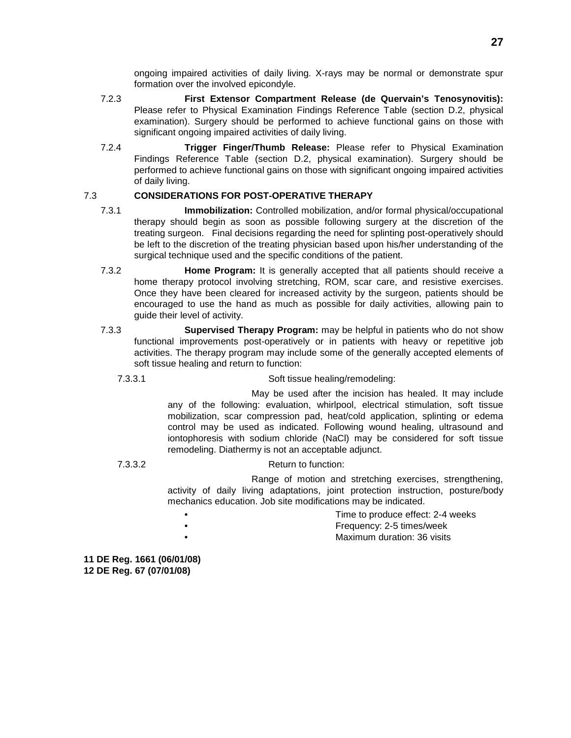ongoing impaired activities of daily living. X-rays may be normal or demonstrate spur formation over the involved epicondyle.

7.2.3 **First Extensor Compartment Release (de Quervain's Tenosynovitis):** Please refer to Physical Examination Findings Reference Table (section D.2, physical examination). Surgery should be performed to achieve functional gains on those with significant ongoing impaired activities of daily living.

7.2.4 **Trigger Finger/Thumb Release:** Please refer to Physical Examination Findings Reference Table (section D.2, physical examination). Surgery should be performed to achieve functional gains on those with significant ongoing impaired activities of daily living.

7.3 **CONSIDERATIONS FOR POST-OPERATIVE THERAPY**

7.3.1 **Immobilization:** Controlled mobilization, and/or formal physical/occupational therapy should begin as soon as possible following surgery at the discretion of the treating surgeon. Final decisions regarding the need for splinting post-operatively should be left to the discretion of the treating physician based upon his/her understanding of the surgical technique used and the specific conditions of the patient.

7.3.2 **Home Program:** It is generally accepted that all patients should receive a home therapy protocol involving stretching, ROM, scar care, and resistive exercises. Once they have been cleared for increased activity by the surgeon, patients should be encouraged to use the hand as much as possible for daily activities, allowing pain to guide their level of activity.

7.3.3 **Supervised Therapy Program:** may be helpful in patients who do not show functional improvements post-operatively or in patients with heavy or repetitive job activities. The therapy program may include some of the generally accepted elements of soft tissue healing and return to function:

7.3.3.1 Soft tissue healing/remodeling:

May be used after the incision has healed. It may include any of the following: evaluation, whirlpool, electrical stimulation, soft tissue mobilization, scar compression pad, heat/cold application, splinting or edema control may be used as indicated. Following wound healing, ultrasound and iontophoresis with sodium chloride (NaCl) may be considered for soft tissue remodeling. Diathermy is not an acceptable adjunct.

7.3.3.2 Return to function:

Range of motion and stretching exercises, strengthening, activity of daily living adaptations, joint protection instruction, posture/body mechanics education. Job site modifications may be indicated.

- Time to produce effect: 2-4 weeks
- Frequency: 2-5 times/week
- Maximum duration: 36 visits

**11 DE Reg. 1661 (06/01/08)**
**12 DE Reg. 67 (07/01/08)**